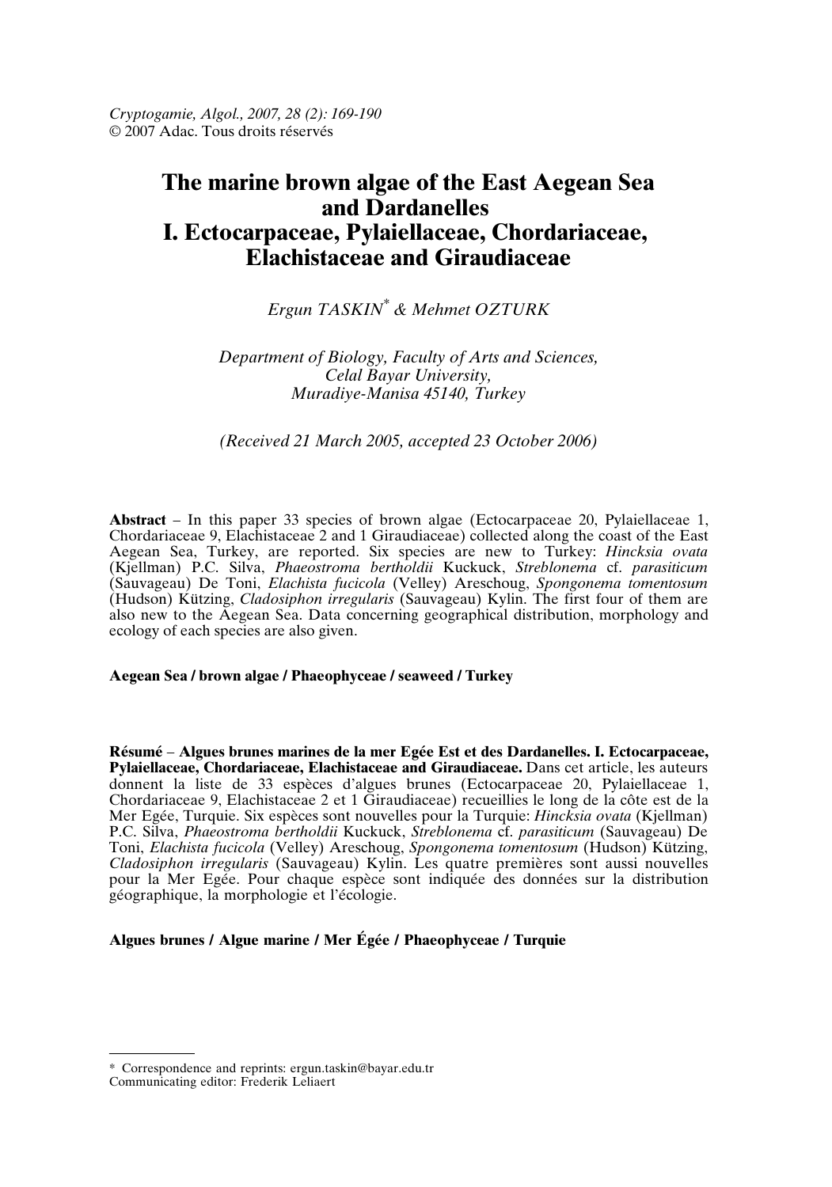Cryptogamie, Algol., 2007, 28 (2): 169-190
© 2007 Adac. Tous droits réservés

# The marine brown algae of the East Aegean Sea and Dardanelles I. Ectocarpaceae, Pylaiellaceae, Chordariaceae, Elachistaceae and Giraudiaceae

*Ergun TASKIN*[*] *& Mehmet OZTURK*

*Department of Biology, Faculty of Arts and Sciences, Celal Bayar University, Muradiye-Manisa 45140, Turkey*

*(Received 21 March 2005, accepted 23 October 2006)*

**Abstract** – In this paper 33 species of brown algae (Ectocarpaceae 20, Pylaiellaceae 1, Chordariaceae 9, Elachistaceae 2 and 1 Giraudiaceae) collected along the coast of the East Aegean Sea, Turkey, are reported. Six species are new to Turkey: *Hincksia ovata* (Kjellman) P.C. Silva, *Phaeostroma bertholdii* Kuckuck, *Streblonema* cf. *parasiticum* (Sauvageau) De Toni, *Elachista fucicola* (Velley) Areschoug, *Spongonema tomentosum* (Hudson) Kützing, *Cladosiphon irregularis* (Sauvageau) Kylin. The first four of them are also new to the Aegean Sea. Data concerning geographical distribution, morphology and ecology of each species are also given.

**Aegean Sea / brown algae / Phaeophyceae / seaweed / Turkey**

**Résumé** – **Algues brunes marines de la mer Egée Est et des Dardanelles. I. Ectocarpaceae, Pylaiellaceae, Chordariaceae, Elachistaceae and Giraudiaceae.** Dans cet article, les auteurs donnent la liste de 33 espèces d'algues brunes (Ectocarpaceae 20, Pylaiellaceae 1, Chordariaceae 9, Elachistaceae 2 et 1 Giraudiaceae) recueillies le long de la côte est de la Mer Egée, Turquie. Six espèces sont nouvelles pour la Turquie: *Hincksia ovata* (Kjellman) P.C. Silva, *Phaeostroma bertholdii* Kuckuck, *Streblonema* cf. *parasiticum* (Sauvageau) De Toni, *Elachista fucicola* (Velley) Areschoug, *Spongonema tomentosum* (Hudson) Kützing, *Cladosiphon irregularis* (Sauvageau) Kylin. Les quatre premières sont aussi nouvelles pour la Mer Egée. Pour chaque espèce sont indiquée des données sur la distribution géographique, la morphologie et l'écologie.

**Algues brunes / Algue marine / Mer Égée / Phaeophyceae / Turquie**

---

[*] Correspondence and reprints: ergun.taskin@bayar.edu.tr
Communicating editor: Frederik Leliaert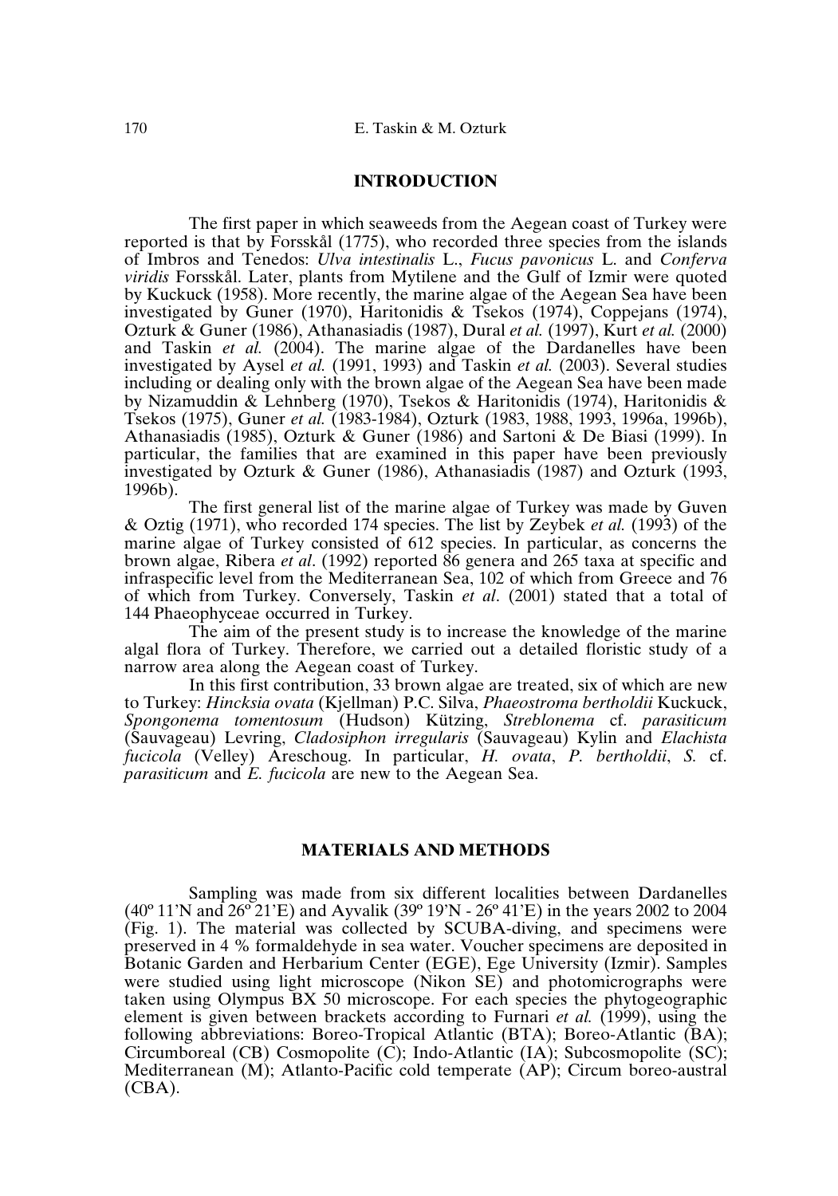## INTRODUCTION

The first paper in which seaweeds from the Aegean coast of Turkey were reported is that by Forsskål (1775), who recorded three species from the islands of Imbros and Tenedos: *Ulva intestinalis* L., *Fucus pavonicus* L. and *Conferva viridis* Forsskål. Later, plants from Mytilene and the Gulf of Izmir were quoted by Kuckuck (1958). More recently, the marine algae of the Aegean Sea have been investigated by Guner (1970), Haritonidis & Tsekos (1974), Coppejans (1974), Ozturk & Guner (1986), Athanasiadis (1987), Dural *et al.* (1997), Kurt *et al.* (2000) and Taskin *et al.* (2004). The marine algae of the Dardanelles have been investigated by Aysel *et al.* (1991, 1993) and Taskin *et al.* (2003). Several studies including or dealing only with the brown algae of the Aegean Sea have been made by Nizamuddin & Lehnberg (1970), Tsekos & Haritonidis (1974), Haritonidis & Tsekos (1975), Guner *et al.* (1983-1984), Ozturk (1983, 1988, 1993, 1996a, 1996b), Athanasiadis (1985), Ozturk & Guner (1986) and Sartoni & De Biasi (1999). In particular, the families that are examined in this paper have been previously investigated by Ozturk & Guner (1986), Athanasiadis (1987) and Ozturk (1993, 1996b).

The first general list of the marine algae of Turkey was made by Guven & Oztig (1971), who recorded 174 species. The list by Zeybek *et al.* (1993) of the marine algae of Turkey consisted of 612 species. In particular, as concerns the brown algae, Ribera *et al*. (1992) reported 86 genera and 265 taxa at specific and infraspecific level from the Mediterranean Sea, 102 of which from Greece and 76 of which from Turkey. Conversely, Taskin *et al*. (2001) stated that a total of 144 Phaeophyceae occurred in Turkey.

The aim of the present study is to increase the knowledge of the marine algal flora of Turkey. Therefore, we carried out a detailed floristic study of a narrow area along the Aegean coast of Turkey.

In this first contribution, 33 brown algae are treated, six of which are new to Turkey: *Hincksia ovata* (Kjellman) P.C. Silva, *Phaeostroma bertholdii* Kuckuck, *Spongonema tomentosum* (Hudson) Kützing, *Streblonema* cf. *parasiticum* (Sauvageau) Levring, *Cladosiphon irregularis* (Sauvageau) Kylin and *Elachista fucicola* (Velley) Areschoug. In particular, *H. ovata*, *P. bertholdii*, *S.* cf. *parasiticum* and *E. fucicola* are new to the Aegean Sea.

## MATERIALS AND METHODS

Sampling was made from six different localities between Dardanelles (40º 11'N and 26º 21'E) and Ayvalik (39º 19'N - 26º 41'E) in the years 2002 to 2004 (Fig. 1). The material was collected by SCUBA-diving, and specimens were preserved in 4 % formaldehyde in sea water. Voucher specimens are deposited in Botanic Garden and Herbarium Center (EGE), Ege University (Izmir). Samples were studied using light microscope (Nikon SE) and photomicrographs were taken using Olympus BX 50 microscope. For each species the phytogeographic element is given between brackets according to Furnari *et al.* (1999), using the following abbreviations: Boreo-Tropical Atlantic (BTA); Boreo-Atlantic (BA); Circumboreal (CB) Cosmopolite (C); Indo-Atlantic (IA); Subcosmopolite (SC); Mediterranean (M); Atlanto-Pacific cold temperate (AP); Circum boreo-austral (CBA).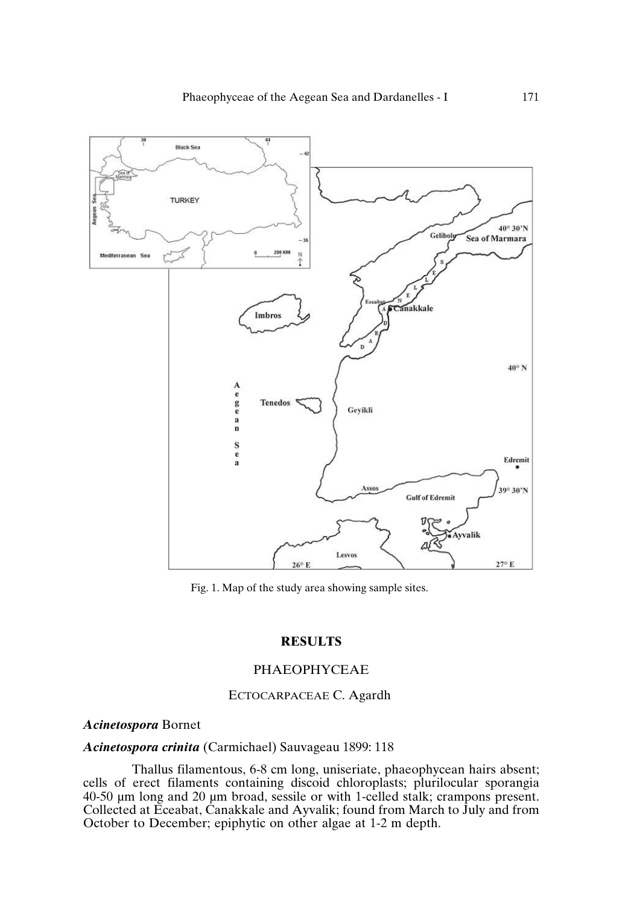Fig. 1. Map of the study area showing sample sites.

## RESULTS

### PHAEOPHYCEAE

### ECTOCARPACEAE C. Agardh

***Acinetospora*** Bornet

***Acinetospora crinita*** (Carmichael) Sauvageau 1899: 118

Thallus filamentous, 6-8 cm long, uniseriate, phaeophycean hairs absent; cells of erect filaments containing discoid chloroplasts; plurilocular sporangia 40-50 µm long and 20 µm broad, sessile or with 1-celled stalk; crampons present. Collected at Eceabat, Canakkale and Ayvalik; found from March to July and from October to December; epiphytic on other algae at 1-2 m depth.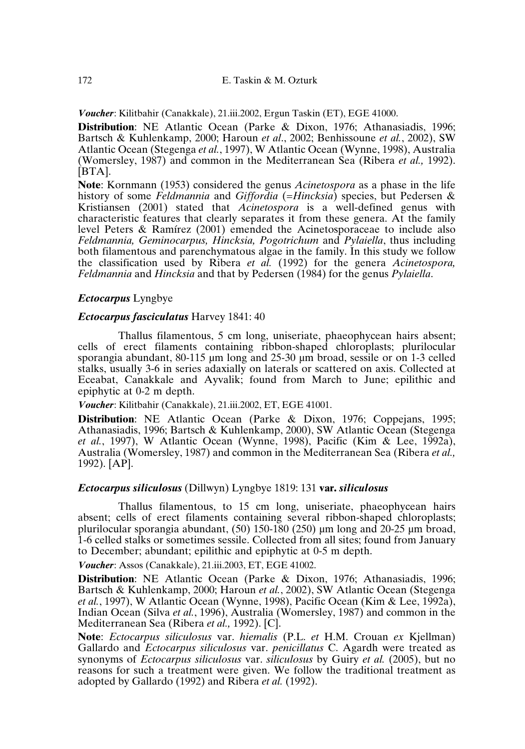*Voucher*: Kilitbahir (Canakkale), 21.iii.2002, Ergun Taskin (ET), EGE 41000.

**Distribution**: NE Atlantic Ocean (Parke & Dixon, 1976; Athanasiadis, 1996; Bartsch & Kuhlenkamp, 2000; Haroun *et al.*, 2002; Benhissoune *et al.*, 2002), SW Atlantic Ocean (Stegenga *et al.*, 1997), W Atlantic Ocean (Wynne, 1998), Australia (Womersley, 1987) and common in the Mediterranean Sea (Ribera *et al.,* 1992). [BTA].

**Note**: Kornmann (1953) considered the genus *Acinetospora* as a phase in the life history of some *Feldmannia* and *Giffordia* (=*Hincksia*) species, but Pedersen & Kristiansen (2001) stated that *Acinetospora* is a well-defined genus with characteristic features that clearly separates it from these genera. At the family level Peters & Ramírez (2001) emended the Acinetosporaceae to include also *Feldmannia, Geminocarpus, Hincksia, Pogotrichum* and *Pylaiella*, thus including both filamentous and parenchymatous algae in the family. In this study we follow the classification used by Ribera *et al.* (1992) for the genera *Acinetospora, Feldmannia* and *Hincksia* and that by Pedersen (1984) for the genus *Pylaiella*.

### *Ectocarpus* Lyngbye

#### *Ectocarpus fasciculatus* Harvey 1841: 40

Thallus filamentous, 5 cm long, uniseriate, phaeophycean hairs absent; cells of erect filaments containing ribbon-shaped chloroplasts; plurilocular sporangia abundant, 80-115 µm long and 25-30 µm broad, sessile or on 1-3 celled stalks, usually 3-6 in series adaxially on laterals or scattered on axis. Collected at Eceabat, Canakkale and Ayvalik; found from March to June; epilithic and epiphytic at 0-2 m depth.

*Voucher*: Kilitbahir (Canakkale), 21.iii.2002, ET, EGE 41001.

**Distribution**: NE Atlantic Ocean (Parke & Dixon, 1976; Coppejans, 1995; Athanasiadis, 1996; Bartsch & Kuhlenkamp, 2000), SW Atlantic Ocean (Stegenga *et al.*, 1997), W Atlantic Ocean (Wynne, 1998), Pacific (Kim & Lee, 1992a), Australia (Womersley, 1987) and common in the Mediterranean Sea (Ribera *et al.,* 1992). [AP].

#### *Ectocarpus siliculosus* (Dillwyn) Lyngbye 1819: 131 **var.** ***siliculosus***

Thallus filamentous, to 15 cm long, uniseriate, phaeophycean hairs absent; cells of erect filaments containing several ribbon-shaped chloroplasts; plurilocular sporangia abundant, (50) 150-180 (250) µm long and 20-25 µm broad, 1-6 celled stalks or sometimes sessile. Collected from all sites; found from January to December; abundant; epilithic and epiphytic at 0-5 m depth.

*Voucher*: Assos (Canakkale), 21.iii.2003, ET, EGE 41002.

**Distribution**: NE Atlantic Ocean (Parke & Dixon, 1976; Athanasiadis, 1996; Bartsch & Kuhlenkamp, 2000; Haroun *et al.*, 2002), SW Atlantic Ocean (Stegenga *et al.*, 1997), W Atlantic Ocean (Wynne, 1998), Pacific Ocean (Kim & Lee, 1992a), Indian Ocean (Silva *et al.*, 1996), Australia (Womersley, 1987) and common in the Mediterranean Sea (Ribera *et al.,* 1992). [C].

**Note**: *Ectocarpus siliculosus* var. *hiemalis* (P.L. *et* H.M. Crouan *ex* Kjellman) Gallardo and *Ectocarpus siliculosus* var. *penicillatus* C. Agardh were treated as synonyms of *Ectocarpus siliculosus* var. *siliculosus* by Guiry *et al.* (2005), but no reasons for such a treatment were given. We follow the traditional treatment as adopted by Gallardo (1992) and Ribera *et al.* (1992).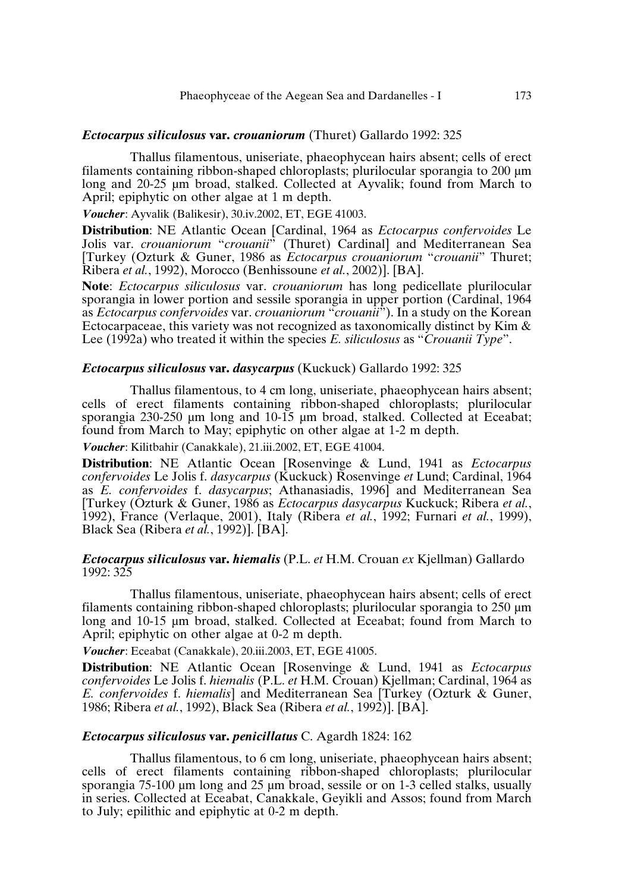### *Ectocarpus siliculosus* var. *crouaniorum* (Thuret) Gallardo 1992: 325

Thallus filamentous, uniseriate, phaeophycean hairs absent; cells of erect filaments containing ribbon-shaped chloroplasts; plurilocular sporangia to 200 µm long and 20-25 µm broad, stalked. Collected at Ayvalik; found from March to April; epiphytic on other algae at 1 m depth.

***Voucher***: Ayvalik (Balikesir), 30.iv.2002, ET, EGE 41003.

**Distribution**: NE Atlantic Ocean [Cardinal, 1964 as *Ectocarpus confervoides* Le Jolis var. *crouaniorum* "*crouanii*" (Thuret) Cardinal] and Mediterranean Sea [Turkey (Ozturk & Guner, 1986 as *Ectocarpus crouaniorum* "*crouanii*" Thuret; Ribera *et al.*, 1992), Morocco (Benhissoune *et al.*, 2002)]. [BA].

**Note**: *Ectocarpus siliculosus* var. *crouaniorum* has long pedicellate plurilocular sporangia in lower portion and sessile sporangia in upper portion (Cardinal, 1964 as *Ectocarpus confervoides* var. *crouaniorum* "*crouanii*"). In a study on the Korean Ectocarpaceae, this variety was not recognized as taxonomically distinct by Kim & Lee (1992a) who treated it within the species *E. siliculosus* as "*Crouanii Type*".

### *Ectocarpus siliculosus* var. *dasycarpus* (Kuckuck) Gallardo 1992: 325

Thallus filamentous, to 4 cm long, uniseriate, phaeophycean hairs absent; cells of erect filaments containing ribbon-shaped chloroplasts; plurilocular sporangia 230-250 µm long and 10-15 µm broad, stalked. Collected at Eceabat; found from March to May; epiphytic on other algae at 1-2 m depth.

***Voucher***: Kilitbahir (Canakkale), 21.iii.2002, ET, EGE 41004.

**Distribution**: NE Atlantic Ocean [Rosenvinge & Lund, 1941 as *Ectocarpus confervoides* Le Jolis f. *dasycarpus* (Kuckuck) Rosenvinge *et* Lund; Cardinal, 1964 as *E. confervoides* f. *dasycarpus*; Athanasiadis, 1996] and Mediterranean Sea [Turkey (Ozturk & Guner, 1986 as *Ectocarpus dasycarpus* Kuckuck; Ribera *et al.*, 1992), France (Verlaque, 2001), Italy (Ribera *et al.*, 1992; Furnari *et al.*, 1999), Black Sea (Ribera *et al.*, 1992)]. [BA].

### *Ectocarpus siliculosus* var. *hiemalis* (P.L. *et* H.M. Crouan *ex* Kjellman) Gallardo 1992: 325

Thallus filamentous, uniseriate, phaeophycean hairs absent; cells of erect filaments containing ribbon-shaped chloroplasts; plurilocular sporangia to 250 µm long and 10-15 µm broad, stalked. Collected at Eceabat; found from March to April; epiphytic on other algae at 0-2 m depth.

***Voucher***: Eceabat (Canakkale), 20.iii.2003, ET, EGE 41005.

**Distribution**: NE Atlantic Ocean [Rosenvinge & Lund, 1941 as *Ectocarpus confervoides* Le Jolis f. *hiemalis* (P.L. *et* H.M. Crouan) Kjellman; Cardinal, 1964 as *E. confervoides* f. *hiemalis*] and Mediterranean Sea [Turkey (Ozturk & Guner, 1986; Ribera *et al.*, 1992), Black Sea (Ribera *et al.*, 1992)]. [BA].

### *Ectocarpus siliculosus* var. *penicillatus* C. Agardh 1824: 162

Thallus filamentous, to 6 cm long, uniseriate, phaeophycean hairs absent; cells of erect filaments containing ribbon-shaped chloroplasts; plurilocular sporangia 75-100 µm long and 25 µm broad, sessile or on 1-3 celled stalks, usually in series. Collected at Eceabat, Canakkale, Geyikli and Assos; found from March to July; epilithic and epiphytic at 0-2 m depth.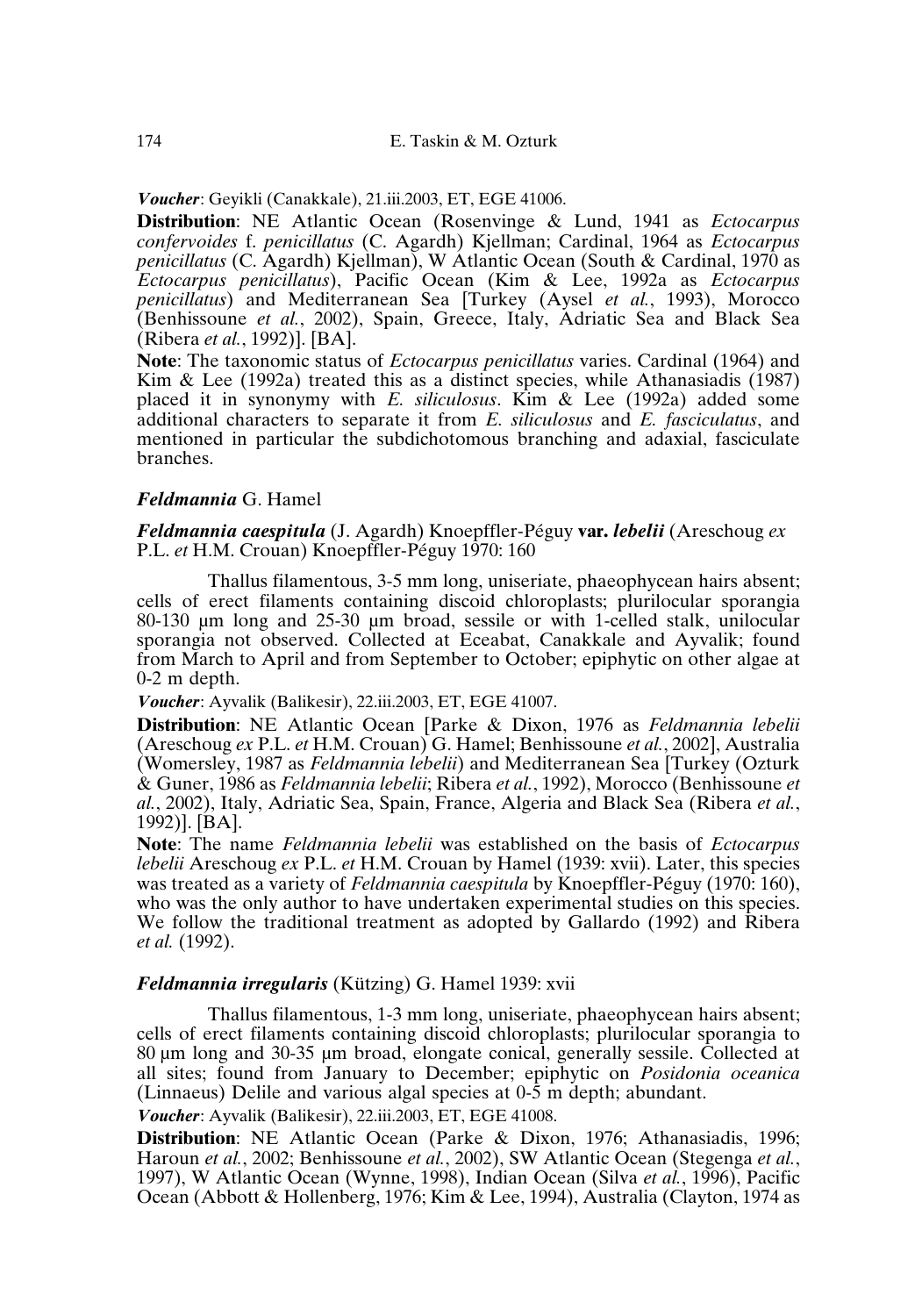***Voucher***: Geyikli (Canakkale), 21.iii.2003, ET, EGE 41006.

**Distribution**: NE Atlantic Ocean (Rosenvinge & Lund, 1941 as *Ectocarpus confervoides* f. *penicillatus* (C. Agardh) Kjellman; Cardinal, 1964 as *Ectocarpus penicillatus* (C. Agardh) Kjellman), W Atlantic Ocean (South & Cardinal, 1970 as *Ectocarpus penicillatus*), Pacific Ocean (Kim & Lee, 1992a as *Ectocarpus penicillatus*) and Mediterranean Sea [Turkey (Aysel *et al.*, 1993), Morocco (Benhissoune *et al.*, 2002), Spain, Greece, Italy, Adriatic Sea and Black Sea (Ribera *et al.*, 1992)]. [BA].

**Note**: The taxonomic status of *Ectocarpus penicillatus* varies. Cardinal (1964) and Kim & Lee (1992a) treated this as a distinct species, while Athanasiadis (1987) placed it in synonymy with *E. siliculosus*. Kim & Lee (1992a) added some additional characters to separate it from *E. siliculosus* and *E. fasciculatus*, and mentioned in particular the subdichotomous branching and adaxial, fasciculate branches.

### ***Feldmannia*** G. Hamel

***Feldmannia caespitula*** (J. Agardh) Knoepffler-Péguy **var.** ***lebelii*** (Areschoug *ex* P.L. *et* H.M. Crouan) Knoepffler-Péguy 1970: 160

Thallus filamentous, 3-5 mm long, uniseriate, phaeophycean hairs absent; cells of erect filaments containing discoid chloroplasts; plurilocular sporangia 80-130 µm long and 25-30 µm broad, sessile or with 1-celled stalk, unilocular sporangia not observed. Collected at Eceabat, Canakkale and Ayvalik; found from March to April and from September to October; epiphytic on other algae at 0-2 m depth.

***Voucher***: Ayvalik (Balikesir), 22.iii.2003, ET, EGE 41007.

**Distribution**: NE Atlantic Ocean [Parke & Dixon, 1976 as *Feldmannia lebelii* (Areschoug *ex* P.L. *et* H.M. Crouan) G. Hamel; Benhissoune *et al.*, 2002], Australia (Womersley, 1987 as *Feldmannia lebelii*) and Mediterranean Sea [Turkey (Ozturk & Guner, 1986 as *Feldmannia lebelii*; Ribera *et al.*, 1992), Morocco (Benhissoune *et al.*, 2002), Italy, Adriatic Sea, Spain, France, Algeria and Black Sea (Ribera *et al.*, 1992)]. [BA].

**Note**: The name *Feldmannia lebelii* was established on the basis of *Ectocarpus lebelii* Areschoug *ex* P.L. *et* H.M. Crouan by Hamel (1939: xvii). Later, this species was treated as a variety of *Feldmannia caespitula* by Knoepffler-Péguy (1970: 160), who was the only author to have undertaken experimental studies on this species. We follow the traditional treatment as adopted by Gallardo (1992) and Ribera *et al.* (1992).

***Feldmannia irregularis*** (Kützing) G. Hamel 1939: xvii

Thallus filamentous, 1-3 mm long, uniseriate, phaeophycean hairs absent; cells of erect filaments containing discoid chloroplasts; plurilocular sporangia to 80 µm long and 30-35 µm broad, elongate conical, generally sessile. Collected at all sites; found from January to December; epiphytic on *Posidonia oceanica* (Linnaeus) Delile and various algal species at 0-5 m depth; abundant.

***Voucher***: Ayvalik (Balikesir), 22.iii.2003, ET, EGE 41008.

**Distribution**: NE Atlantic Ocean (Parke & Dixon, 1976; Athanasiadis, 1996; Haroun *et al.*, 2002; Benhissoune *et al.*, 2002), SW Atlantic Ocean (Stegenga *et al.*, 1997), W Atlantic Ocean (Wynne, 1998), Indian Ocean (Silva *et al.*, 1996), Pacific Ocean (Abbott & Hollenberg, 1976; Kim & Lee, 1994), Australia (Clayton, 1974 as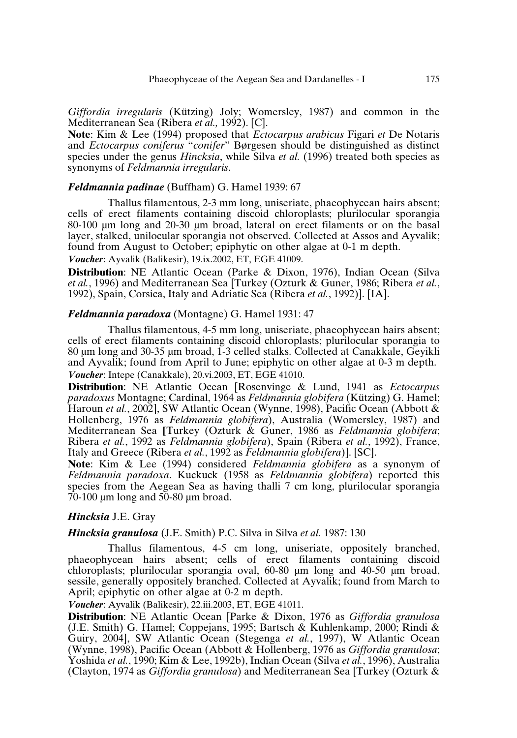*Giffordia irregularis* (Kützing) Joly; Womersley, 1987) and common in the Mediterranean Sea (Ribera *et al.,* 1992). [C].

**Note**: Kim & Lee (1994) proposed that *Ectocarpus arabicus* Figari *et* De Notaris and *Ectocarpus coniferus* "*conifer*" Børgesen should be distinguished as distinct species under the genus *Hincksia*, while Silva *et al.* (1996) treated both species as synonyms of *Feldmannia irregularis*.

### *Feldmannia padinae* (Buffham) G. Hamel 1939: 67

Thallus filamentous, 2-3 mm long, uniseriate, phaeophycean hairs absent; cells of erect filaments containing discoid chloroplasts; plurilocular sporangia 80-100 µm long and 20-30 µm broad, lateral on erect filaments or on the basal layer, stalked, unilocular sporangia not observed. Collected at Assos and Ayvalik; found from August to October; epiphytic on other algae at 0-1 m depth.

***Voucher***: Ayvalik (Balikesir), 19.ix.2002, ET, EGE 41009.

**Distribution**: NE Atlantic Ocean (Parke & Dixon, 1976), Indian Ocean (Silva *et al.*, 1996) and Mediterranean Sea [Turkey (Ozturk & Guner, 1986; Ribera *et al.*, 1992), Spain, Corsica, Italy and Adriatic Sea (Ribera *et al.*, 1992)]. [IA].

### *Feldmannia paradoxa* (Montagne) G. Hamel 1931: 47

Thallus filamentous, 4-5 mm long, uniseriate, phaeophycean hairs absent; cells of erect filaments containing discoid chloroplasts; plurilocular sporangia to 80 µm long and 30-35 µm broad, 1-3 celled stalks. Collected at Canakkale, Geyikli and Ayvalik; found from April to June; epiphytic on other algae at 0-3 m depth.

***Voucher***: Intepe (Canakkale), 20.vi.2003, ET, EGE 41010.

**Distribution**: NE Atlantic Ocean [Rosenvinge & Lund, 1941 as *Ectocarpus paradoxus* Montagne; Cardinal, 1964 as *Feldmannia globifera* (Kützing) G. Hamel; Haroun *et al.*, 2002], SW Atlantic Ocean (Wynne, 1998), Pacific Ocean (Abbott & Hollenberg, 1976 as *Feldmannia globifera*), Australia (Womersley, 1987) and Mediterranean Sea [Turkey (Ozturk & Guner, 1986 as *Feldmannia globifera*; Ribera *et al.*, 1992 as *Feldmannia globifera*), Spain (Ribera *et al.*, 1992), France, Italy and Greece (Ribera *et al.*, 1992 as *Feldmannia globifera*)]. [SC].

**Note**: Kim & Lee (1994) considered *Feldmannia globifera* as a synonym of *Feldmannia paradoxa*. Kuckuck (1958 as *Feldmannia globifera*) reported this species from the Aegean Sea as having thalli 7 cm long, plurilocular sporangia 70-100 µm long and 50-80 µm broad.

### *Hincksia* J.E. Gray

### *Hincksia granulosa* (J.E. Smith) P.C. Silva in Silva *et al.* 1987: 130

Thallus filamentous, 4-5 cm long, uniseriate, oppositely branched, phaeophycean hairs absent; cells of erect filaments containing discoid chloroplasts; plurilocular sporangia oval, 60-80 µm long and 40-50 µm broad, sessile, generally oppositely branched. Collected at Ayvalik; found from March to April; epiphytic on other algae at 0-2 m depth.

***Voucher***: Ayvalik (Balikesir), 22.iii.2003, ET, EGE 41011.

**Distribution**: NE Atlantic Ocean [Parke & Dixon, 1976 as *Giffordia granulosa* (J.E. Smith) G. Hamel; Coppejans, 1995; Bartsch & Kuhlenkamp, 2000; Rindi & Guiry, 2004], SW Atlantic Ocean (Stegenga *et al.*, 1997), W Atlantic Ocean (Wynne, 1998), Pacific Ocean (Abbott & Hollenberg, 1976 as *Giffordia granulosa*; Yoshida *et al.*, 1990; Kim & Lee, 1992b), Indian Ocean (Silva *et al.*, 1996), Australia (Clayton, 1974 as *Giffordia granulosa*) and Mediterranean Sea [Turkey (Ozturk &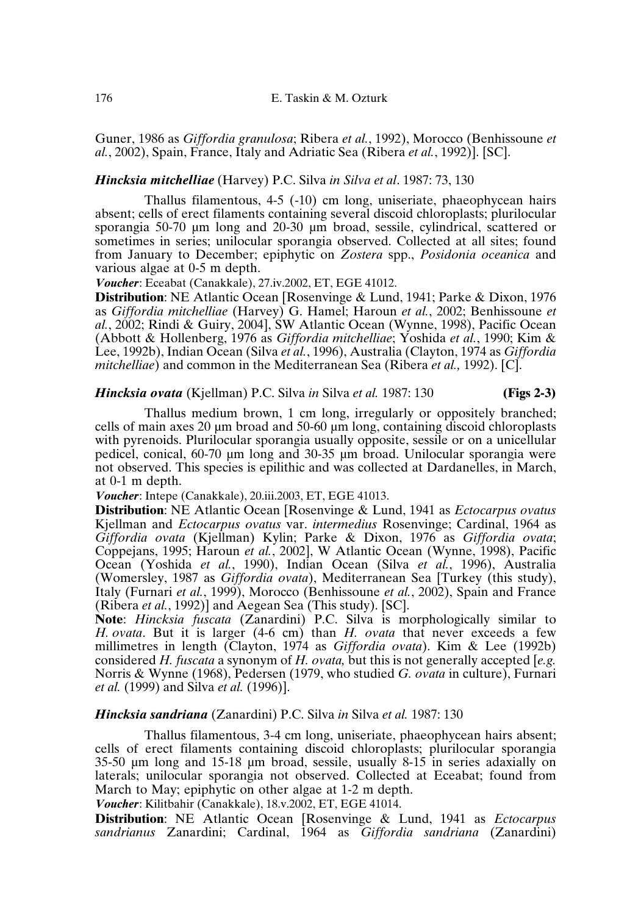Guner, 1986 as *Giffordia granulosa*; Ribera *et al.*, 1992), Morocco (Benhissoune *et al.*, 2002), Spain, France, Italy and Adriatic Sea (Ribera *et al.*, 1992)]. [SC].

***Hincksia mitchelliae*** (Harvey) P.C. Silva *in Silva et al*. 1987: 73, 130

Thallus filamentous, 4-5 (-10) cm long, uniseriate, phaeophycean hairs absent; cells of erect filaments containing several discoid chloroplasts; plurilocular sporangia 50-70 µm long and 20-30 µm broad, sessile, cylindrical, scattered or sometimes in series; unilocular sporangia observed. Collected at all sites; found from January to December; epiphytic on *Zostera* spp., *Posidonia oceanica* and various algae at 0-5 m depth.

***Voucher***: Eceabat (Canakkale), 27.iv.2002, ET, EGE 41012.

**Distribution**: NE Atlantic Ocean [Rosenvinge & Lund, 1941; Parke & Dixon, 1976 as *Giffordia mitchelliae* (Harvey) G. Hamel; Haroun *et al.*, 2002; Benhissoune *et al.*, 2002; Rindi & Guiry, 2004], SW Atlantic Ocean (Wynne, 1998), Pacific Ocean (Abbott & Hollenberg, 1976 as *Giffordia mitchelliae*; Yoshida *et al.*, 1990; Kim & Lee, 1992b), Indian Ocean (Silva *et al.*, 1996), Australia (Clayton, 1974 as *Giffordia mitchelliae*) and common in the Mediterranean Sea (Ribera *et al.,* 1992). [C].

***Hincksia ovata*** (Kjellman) P.C. Silva *in* Silva *et al.* 1987: 130 **(Figs 2-3)**

Thallus medium brown, 1 cm long, irregularly or oppositely branched; cells of main axes 20 µm broad and 50-60 µm long, containing discoid chloroplasts with pyrenoids. Plurilocular sporangia usually opposite, sessile or on a unicellular pedicel, conical, 60-70 µm long and 30-35 µm broad. Unilocular sporangia were not observed. This species is epilithic and was collected at Dardanelles, in March, at 0-1 m depth.

***Voucher***: Intepe (Canakkale), 20.iii.2003, ET, EGE 41013.

**Distribution**: NE Atlantic Ocean [Rosenvinge & Lund, 1941 as *Ectocarpus ovatus* Kjellman and *Ectocarpus ovatus* var. *intermedius* Rosenvinge; Cardinal, 1964 as *Giffordia ovata* (Kjellman) Kylin; Parke & Dixon, 1976 as *Giffordia ovata*; Coppejans, 1995; Haroun *et al.*, 2002], W Atlantic Ocean (Wynne, 1998), Pacific Ocean (Yoshida *et al.*, 1990), Indian Ocean (Silva *et al.*, 1996), Australia (Womersley, 1987 as *Giffordia ovata*), Mediterranean Sea [Turkey (this study), Italy (Furnari *et al.*, 1999), Morocco (Benhissoune *et al.*, 2002), Spain and France (Ribera *et al.*, 1992)] and Aegean Sea (This study). [SC].

**Note**: *Hincksia fuscata* (Zanardini) P.C. Silva is morphologically similar to *H. ovata*. But it is larger (4-6 cm) than *H. ovata* that never exceeds a few millimetres in length (Clayton, 1974 as *Giffordia ovata*). Kim & Lee (1992b) considered *H. fuscata* a synonym of *H. ovata,* but this is not generally accepted [*e.g.* Norris & Wynne (1968), Pedersen (1979, who studied *G. ovata* in culture), Furnari *et al.* (1999) and Silva *et al.* (1996)].

***Hincksia sandriana*** (Zanardini) P.C. Silva *in* Silva *et al.* 1987: 130

Thallus filamentous, 3-4 cm long, uniseriate, phaeophycean hairs absent; cells of erect filaments containing discoid chloroplasts; plurilocular sporangia 35-50 µm long and 15-18 µm broad, sessile, usually 8-15 in series adaxially on laterals; unilocular sporangia not observed. Collected at Eceabat; found from March to May; epiphytic on other algae at 1-2 m depth.

***Voucher***: Kilitbahir (Canakkale), 18.v.2002, ET, EGE 41014.

**Distribution**: NE Atlantic Ocean [Rosenvinge & Lund, 1941 as *Ectocarpus sandrianus* Zanardini; Cardinal, 1964 as *Giffordia sandriana* (Zanardini)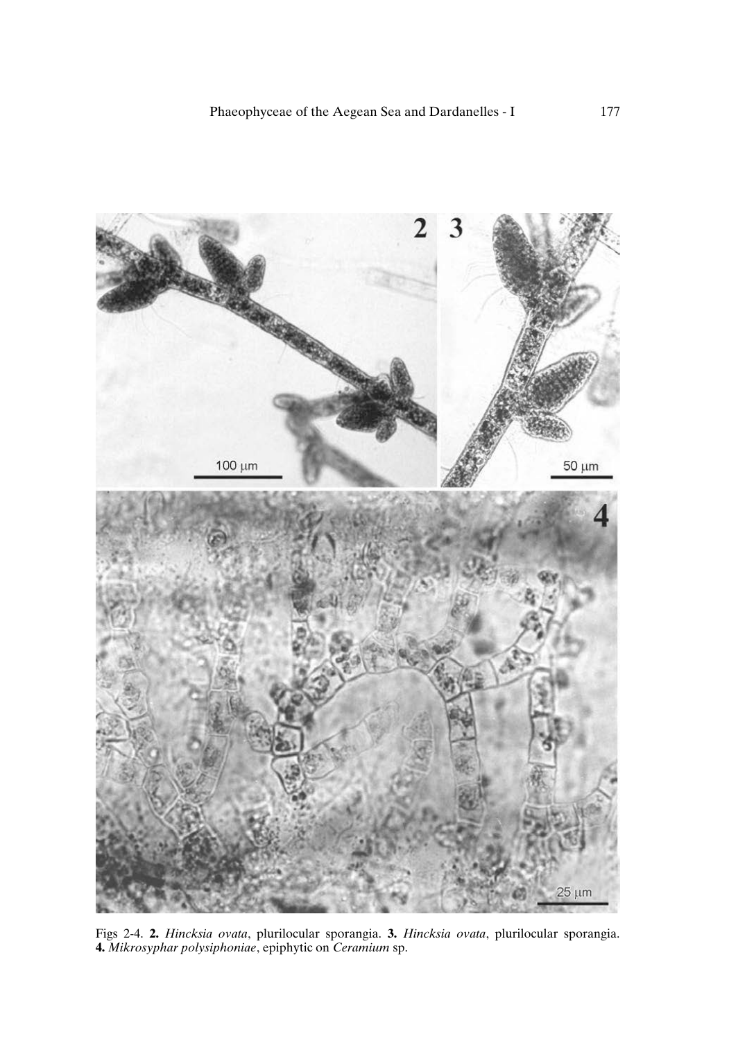Figs 2-4. **2.** *Hincksia ovata*, plurilocular sporangia. **3.** *Hincksia ovata*, plurilocular sporangia. **4.** *Mikrosyphar polysiphoniae*, epiphytic on *Ceramium* sp.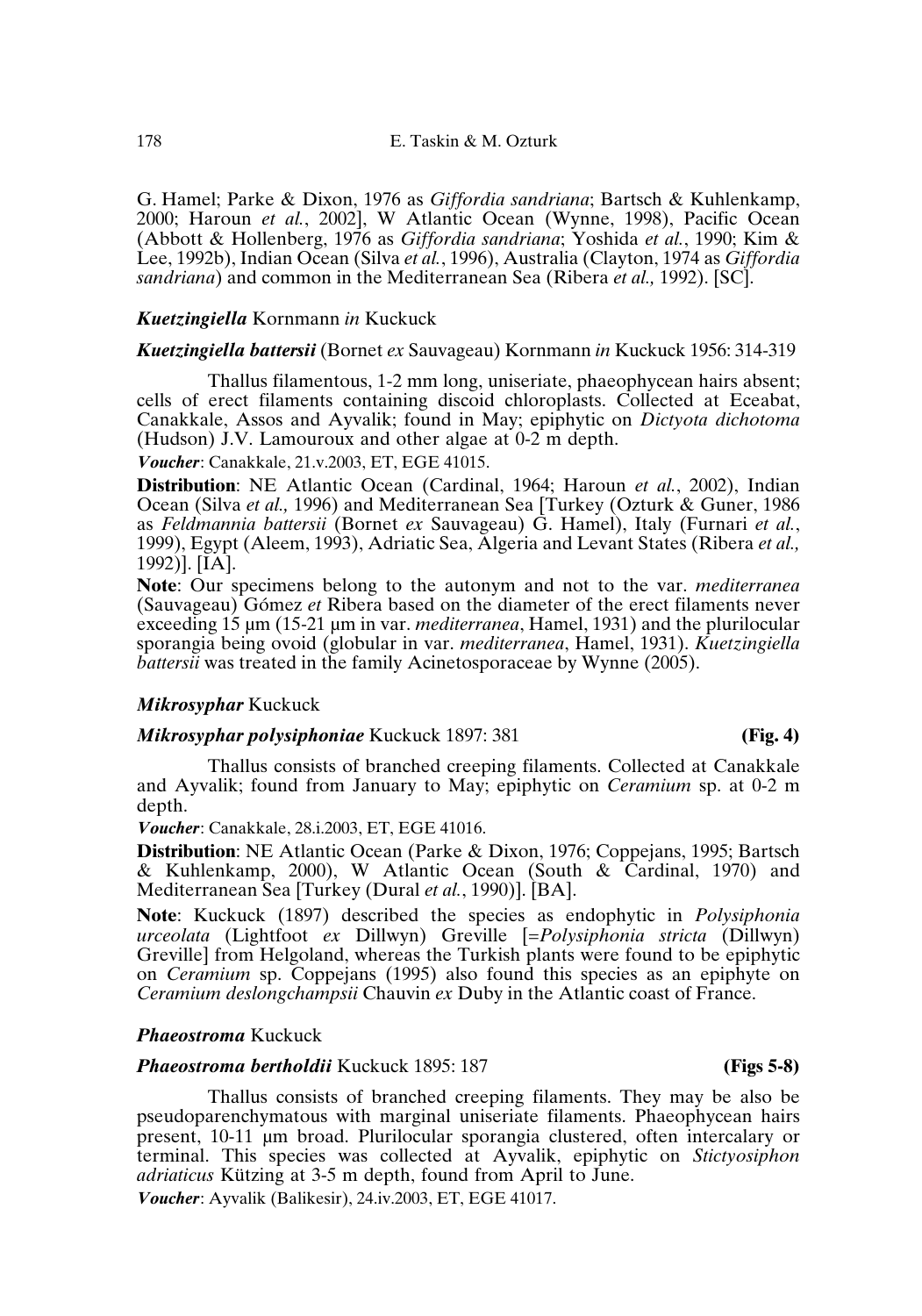G. Hamel; Parke & Dixon, 1976 as *Giffordia sandriana*; Bartsch & Kuhlenkamp, 2000; Haroun *et al.*, 2002], W Atlantic Ocean (Wynne, 1998), Pacific Ocean (Abbott & Hollenberg, 1976 as *Giffordia sandriana*; Yoshida *et al.*, 1990; Kim & Lee, 1992b), Indian Ocean (Silva *et al.*, 1996), Australia (Clayton, 1974 as *Giffordia sandriana*) and common in the Mediterranean Sea (Ribera *et al.,* 1992). [SC].

### ***Kuetzingiella*** Kornmann *in* Kuckuck

***Kuetzingiella battersii*** (Bornet *ex* Sauvageau) Kornmann *in* Kuckuck 1956: 314-319

Thallus filamentous, 1-2 mm long, uniseriate, phaeophycean hairs absent; cells of erect filaments containing discoid chloroplasts. Collected at Eceabat, Canakkale, Assos and Ayvalik; found in May; epiphytic on *Dictyota dichotoma* (Hudson) J.V. Lamouroux and other algae at 0-2 m depth.

***Voucher***: Canakkale, 21.v.2003, ET, EGE 41015.

**Distribution**: NE Atlantic Ocean (Cardinal, 1964; Haroun *et al.*, 2002), Indian Ocean (Silva *et al.,* 1996) and Mediterranean Sea [Turkey (Ozturk & Guner, 1986 as *Feldmannia battersii* (Bornet *ex* Sauvageau) G. Hamel), Italy (Furnari *et al.*, 1999), Egypt (Aleem, 1993), Adriatic Sea, Algeria and Levant States (Ribera *et al.,* 1992)]. [IA].

**Note**: Our specimens belong to the autonym and not to the var. *mediterranea* (Sauvageau) Gómez *et* Ribera based on the diameter of the erect filaments never exceeding 15 µm (15-21 µm in var. *mediterranea*, Hamel, 1931) and the plurilocular sporangia being ovoid (globular in var. *mediterranea*, Hamel, 1931). *Kuetzingiella battersii* was treated in the family Acinetosporaceae by Wynne (2005).

### ***Mikrosyphar*** Kuckuck

***Mikrosyphar polysiphoniae*** Kuckuck 1897: 381 **(Fig. 4)**

Thallus consists of branched creeping filaments. Collected at Canakkale and Ayvalik; found from January to May; epiphytic on *Ceramium* sp. at 0-2 m depth.

***Voucher***: Canakkale, 28.i.2003, ET, EGE 41016.

**Distribution**: NE Atlantic Ocean (Parke & Dixon, 1976; Coppejans, 1995; Bartsch & Kuhlenkamp, 2000), W Atlantic Ocean (South & Cardinal, 1970) and Mediterranean Sea [Turkey (Dural *et al.*, 1990)]. [BA].

**Note**: Kuckuck (1897) described the species as endophytic in *Polysiphonia urceolata* (Lightfoot *ex* Dillwyn) Greville [=*Polysiphonia stricta* (Dillwyn) Greville] from Helgoland, whereas the Turkish plants were found to be epiphytic on *Ceramium* sp. Coppejans (1995) also found this species as an epiphyte on *Ceramium deslongchampsii* Chauvin *ex* Duby in the Atlantic coast of France.

### ***Phaeostroma*** Kuckuck

***Phaeostroma bertholdii*** Kuckuck 1895: 187 **(Figs 5-8)**

Thallus consists of branched creeping filaments. They may be also be pseudoparenchymatous with marginal uniseriate filaments. Phaeophycean hairs present, 10-11 µm broad. Plurilocular sporangia clustered, often intercalary or terminal. This species was collected at Ayvalik, epiphytic on *Stictyosiphon adriaticus* Kützing at 3-5 m depth, found from April to June.

***Voucher***: Ayvalik (Balikesir), 24.iv.2003, ET, EGE 41017.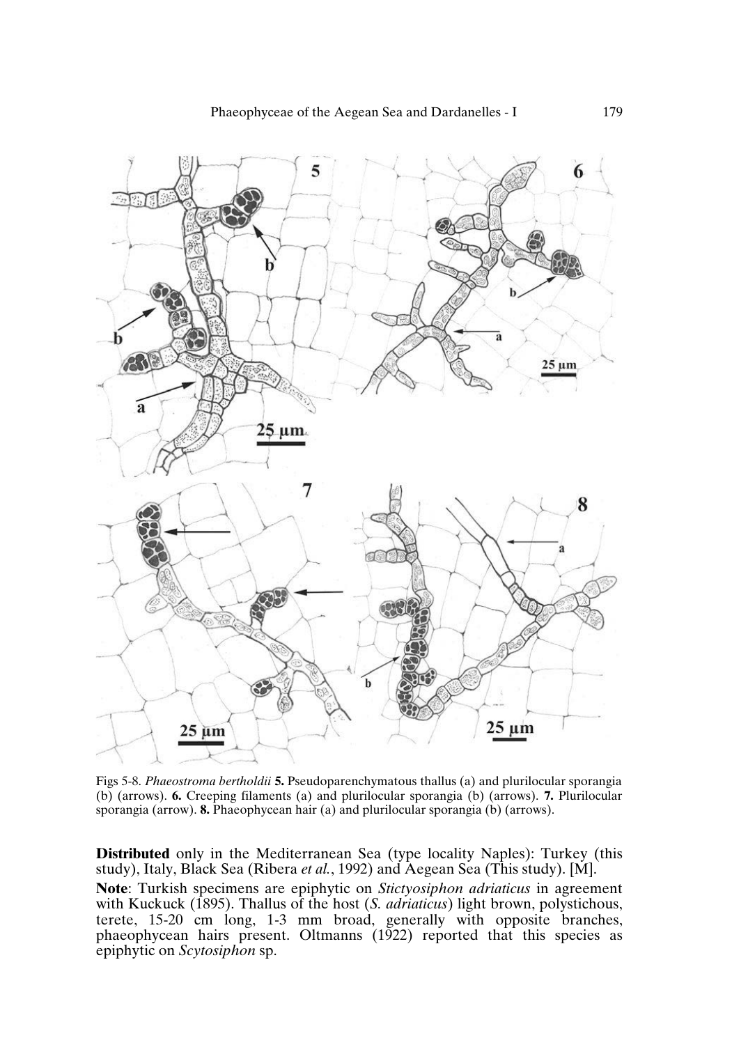Figs 5-8. *Phaeostroma bertholdii* **5.** Pseudoparenchymatous thallus (a) and plurilocular sporangia (b) (arrows). **6.** Creeping filaments (a) and plurilocular sporangia (b) (arrows). **7.** Plurilocular sporangia (arrow). **8.** Phaeophycean hair (a) and plurilocular sporangia (b) (arrows).

**Distributed** only in the Mediterranean Sea (type locality Naples): Turkey (this study), Italy, Black Sea (Ribera *et al.*, 1992) and Aegean Sea (This study). [M].

**Note**: Turkish specimens are epiphytic on *Stictyosiphon adriaticus* in agreement with Kuckuck (1895). Thallus of the host (*S. adriaticus*) light brown, polystichous, terete, 15-20 cm long, 1-3 mm broad, generally with opposite branches, phaeophycean hairs present. Oltmanns (1922) reported that this species as epiphytic on *Scytosiphon* sp.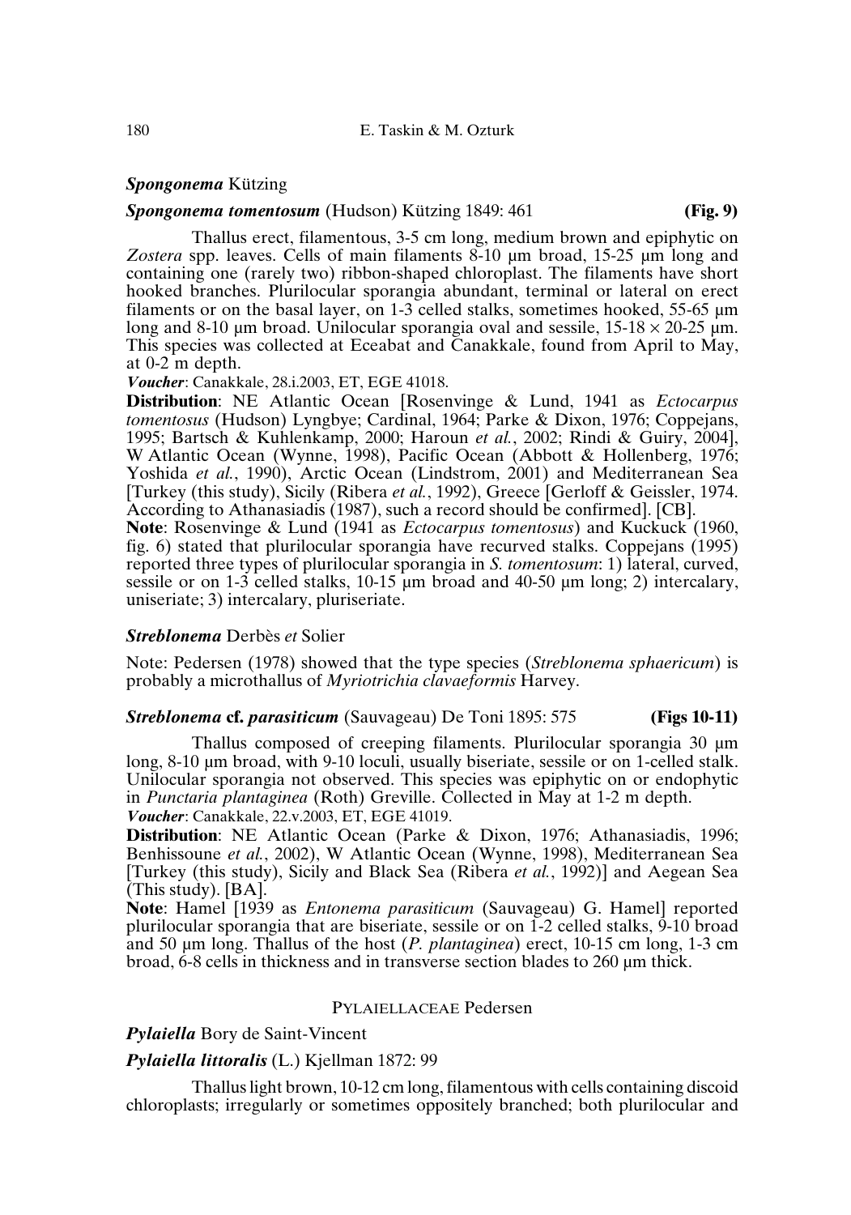***Spongonema*** **Kützing**

***Spongonema tomentosum*** **(Hudson) Kützing 1849: 461** **(Fig. 9)**

Thallus erect, filamentous, 3-5 cm long, medium brown and epiphytic on *Zostera* spp. leaves. Cells of main filaments 8-10 µm broad, 15-25 µm long and containing one (rarely two) ribbon-shaped chloroplast. The filaments have short hooked branches. Plurilocular sporangia abundant, terminal or lateral on erect filaments or on the basal layer, on 1-3 celled stalks, sometimes hooked, 55-65 µm long and 8-10 µm broad. Unilocular sporangia oval and sessile, 15-18 × 20-25 µm. This species was collected at Eceabat and Canakkale, found from April to May, at 0-2 m depth.

***Voucher***: Canakkale, 28.i.2003, ET, EGE 41018.

**Distribution**: NE Atlantic Ocean [Rosenvinge & Lund, 1941 as *Ectocarpus tomentosus* (Hudson) Lyngbye; Cardinal, 1964; Parke & Dixon, 1976; Coppejans, 1995; Bartsch & Kuhlenkamp, 2000; Haroun *et al.*, 2002; Rindi & Guiry, 2004], W Atlantic Ocean (Wynne, 1998), Pacific Ocean (Abbott & Hollenberg, 1976; Yoshida *et al.*, 1990), Arctic Ocean (Lindstrom, 2001) and Mediterranean Sea [Turkey (this study), Sicily (Ribera *et al.*, 1992), Greece [Gerloff & Geissler, 1974. According to Athanasiadis (1987), such a record should be confirmed]. [CB].

**Note**: Rosenvinge & Lund (1941 as *Ectocarpus tomentosus*) and Kuckuck (1960, fig. 6) stated that plurilocular sporangia have recurved stalks. Coppejans (1995) reported three types of plurilocular sporangia in *S. tomentosum*: 1) lateral, curved, sessile or on 1-3 celled stalks, 10-15 µm broad and 40-50 µm long; 2) intercalary, uniseriate; 3) intercalary, pluriseriate.

***Streblonema*** **Derbès *et* Solier**

Note: Pedersen (1978) showed that the type species (*Streblonema sphaericum*) is probably a microthallus of *Myriotrichia clavaeformis* Harvey.

***Streblonema*** **cf. *parasiticum*** **(Sauvageau) De Toni 1895: 575** **(Figs 10-11)**

Thallus composed of creeping filaments. Plurilocular sporangia 30 µm long, 8-10 µm broad, with 9-10 loculi, usually biseriate, sessile or on 1-celled stalk. Unilocular sporangia not observed. This species was epiphytic on or endophytic in *Punctaria plantaginea* (Roth) Greville. Collected in May at 1-2 m depth.

***Voucher***: Canakkale, 22.v.2003, ET, EGE 41019.

**Distribution**: NE Atlantic Ocean (Parke & Dixon, 1976; Athanasiadis, 1996; Benhissoune *et al.*, 2002), W Atlantic Ocean (Wynne, 1998), Mediterranean Sea [Turkey (this study), Sicily and Black Sea (Ribera *et al.*, 1992)] and Aegean Sea (This study). [BA].

**Note**: Hamel [1939 as *Entonema parasiticum* (Sauvageau) G. Hamel] reported plurilocular sporangia that are biseriate, sessile or on 1-2 celled stalks, 9-10 broad and 50 µm long. Thallus of the host (*P. plantaginea*) erect, 10-15 cm long, 1-3 cm broad, 6-8 cells in thickness and in transverse section blades to 260 µm thick.

## PYLAIELLACEAE Pedersen

***Pylaiella*** **Bory de Saint-Vincent**

***Pylaiella littoralis*** **(L.) Kjellman 1872: 99**

Thallus light brown, 10-12 cm long, filamentous with cells containing discoid chloroplasts; irregularly or sometimes oppositely branched; both plurilocular and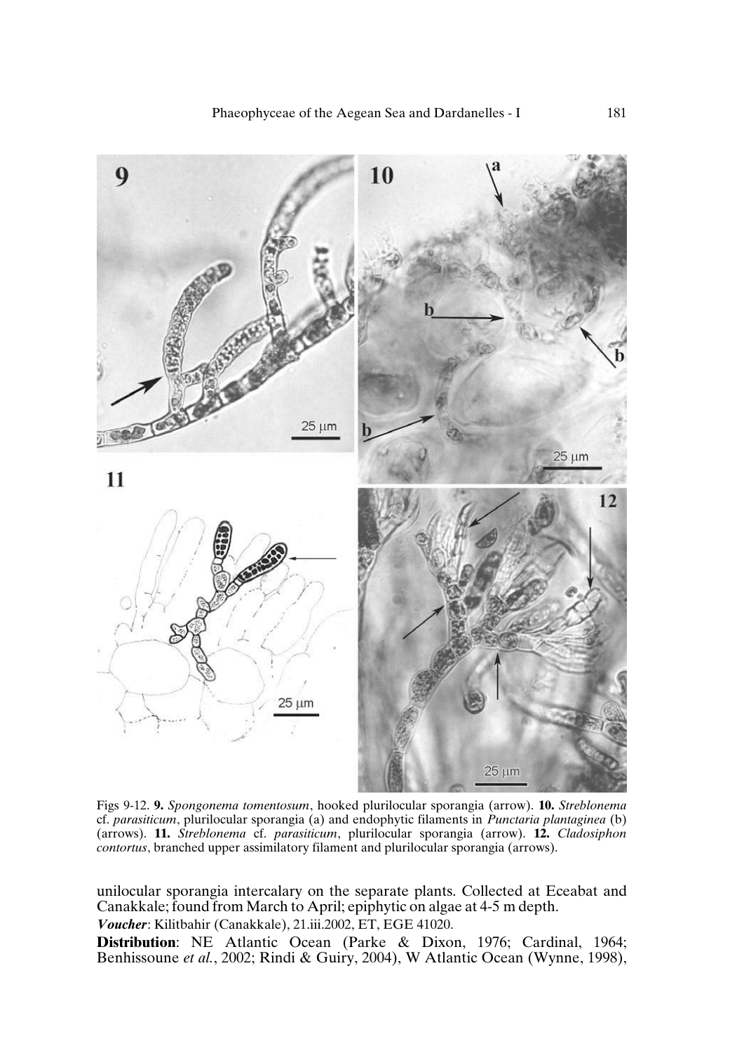Figs 9-12. **9.** *Spongonema tomentosum*, hooked plurilocular sporangia (arrow). **10.** *Streblonema* cf. *parasiticum*, plurilocular sporangia (a) and endophytic filaments in *Punctaria plantaginea* (b) (arrows). **11.** *Streblonema* cf. *parasiticum*, plurilocular sporangia (arrow). **12.** *Cladosiphon contortus*, branched upper assimilatory filament and plurilocular sporangia (arrows).

unilocular sporangia intercalary on the separate plants. Collected at Eceabat and Canakkale; found from March to April; epiphytic on algae at 4-5 m depth.

***Voucher***: Kilitbahir (Canakkale), 21.iii.2002, ET, EGE 41020.

**Distribution**: NE Atlantic Ocean (Parke & Dixon, 1976; Cardinal, 1964; Benhissoune *et al.*, 2002; Rindi & Guiry, 2004), W Atlantic Ocean (Wynne, 1998),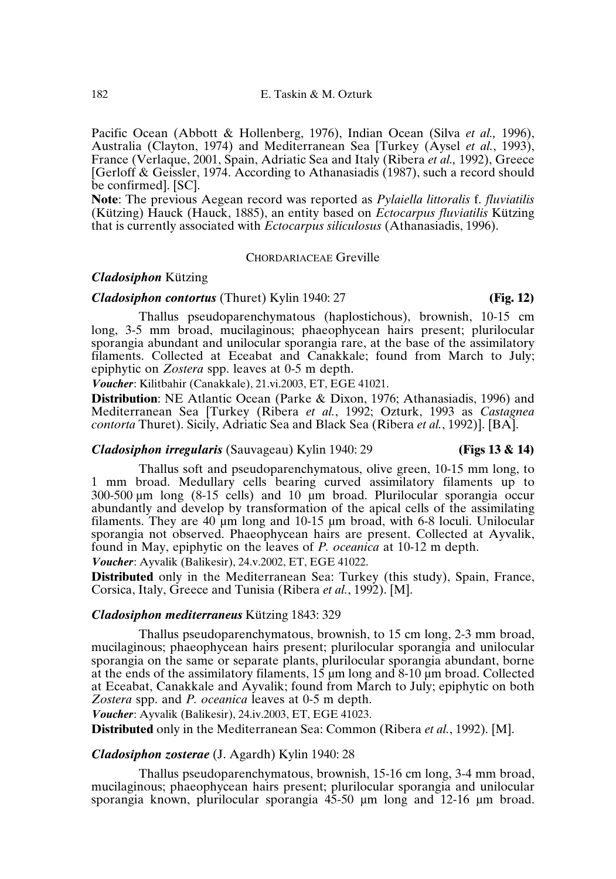Pacific Ocean (Abbott & Hollenberg, 1976), Indian Ocean (Silva *et al.,* 1996), Australia (Clayton, 1974) and Mediterranean Sea [Turkey (Aysel *et al.*, 1993), France (Verlaque, 2001, Spain, Adriatic Sea and Italy (Ribera *et al.,* 1992), Greece [Gerloff & Geissler, 1974. According to Athanasiadis (1987), such a record should be confirmed]. [SC].

**Note**: The previous Aegean record was reported as *Pylaiella littoralis* f. *fluviatilis* (Kützing) Hauck (Hauck, 1885), an entity based on *Ectocarpus fluviatilis* Kützing that is currently associated with *Ectocarpus siliculosus* (Athanasiadis, 1996).

## CHORDARIACEAE Greville

### *Cladosiphon* Kützing

#### *Cladosiphon contortus* (Thuret) Kylin 1940: 27 **(Fig. 12)**

Thallus pseudoparenchymatous (haplostichous), brownish, 10-15 cm long, 3-5 mm broad, mucilaginous; phaeophycean hairs present; plurilocular sporangia abundant and unilocular sporangia rare, at the base of the assimilatory filaments. Collected at Eceabat and Canakkale; found from March to July; epiphytic on *Zostera* spp. leaves at 0-5 m depth.

***Voucher***: Kilitbahir (Canakkale), 21.vi.2003, ET, EGE 41021.

**Distribution**: NE Atlantic Ocean (Parke & Dixon, 1976; Athanasiadis, 1996) and Mediterranean Sea [Turkey (Ribera *et al.*, 1992; Ozturk, 1993 as *Castagnea contorta* Thuret). Sicily, Adriatic Sea and Black Sea (Ribera *et al.*, 1992)]. [BA].

#### *Cladosiphon irregularis* (Sauvageau) Kylin 1940: 29 **(Figs 13 & 14)**

Thallus soft and pseudoparenchymatous, olive green, 10-15 mm long, to 1 mm broad. Medullary cells bearing curved assimilatory filaments up to 300-500 µm long (8-15 cells) and 10 µm broad. Plurilocular sporangia occur abundantly and develop by transformation of the apical cells of the assimilating filaments. They are 40 µm long and 10-15 µm broad, with 6-8 loculi. Unilocular sporangia not observed. Phaeophycean hairs are present. Collected at Ayvalik, found in May, epiphytic on the leaves of *P. oceanica* at 10-12 m depth.

***Voucher***: Ayvalik (Balikesir), 24.v.2002, ET, EGE 41022.

**Distributed** only in the Mediterranean Sea: Turkey (this study), Spain, France, Corsica, Italy, Greece and Tunisia (Ribera *et al.*, 1992). [M].

#### *Cladosiphon mediterraneus* Kützing 1843: 329

Thallus pseudoparenchymatous, brownish, to 15 cm long, 2-3 mm broad, mucilaginous; phaeophycean hairs present; plurilocular sporangia and unilocular sporangia on the same or separate plants, plurilocular sporangia abundant, borne at the ends of the assimilatory filaments, 15 µm long and 8-10 µm broad. Collected at Eceabat, Canakkale and Ayvalik; found from March to July; epiphytic on both *Zostera* spp. and *P. oceanica* leaves at 0-5 m depth.

***Voucher***: Ayvalik (Balikesir), 24.iv.2003, ET, EGE 41023.

**Distributed** only in the Mediterranean Sea: Common (Ribera *et al.*, 1992). [M].

#### *Cladosiphon zosterae* (J. Agardh) Kylin 1940: 28

Thallus pseudoparenchymatous, brownish, 15-16 cm long, 3-4 mm broad, mucilaginous; phaeophycean hairs present; plurilocular sporangia and unilocular sporangia known, plurilocular sporangia 45-50 µm long and 12-16 µm broad.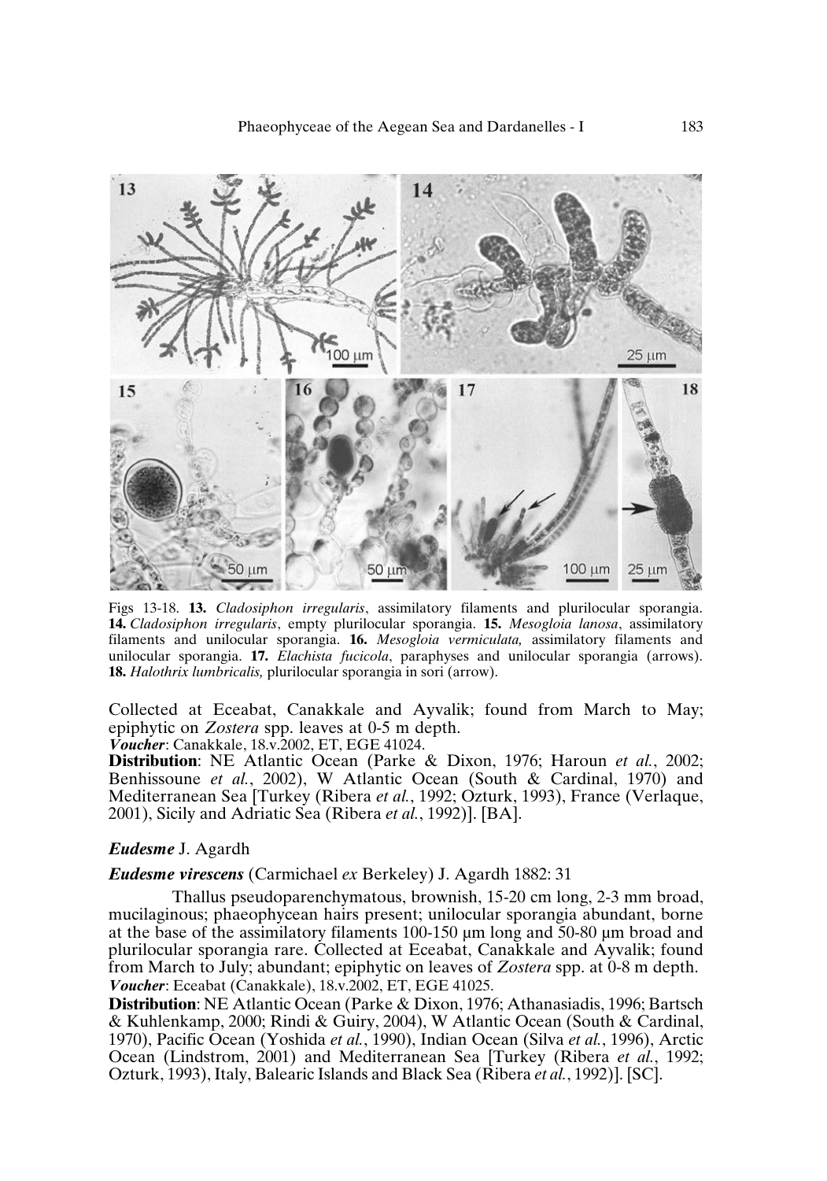Figs 13-18. **13.** *Cladosiphon irregularis*, assimilatory filaments and plurilocular sporangia. **14.** *Cladosiphon irregularis*, empty plurilocular sporangia. **15.** *Mesogloia lanosa*, assimilatory filaments and unilocular sporangia. **16.** *Mesogloia vermiculata,* assimilatory filaments and unilocular sporangia. **17.** *Elachista fucicola*, paraphyses and unilocular sporangia (arrows). **18.** *Halothrix lumbricalis,* plurilocular sporangia in sori (arrow).

Collected at Eceabat, Canakkale and Ayvalik; found from March to May; epiphytic on *Zostera* spp. leaves at 0-5 m depth.

***Voucher***: Canakkale, 18.v.2002, ET, EGE 41024.

**Distribution**: NE Atlantic Ocean (Parke & Dixon, 1976; Haroun *et al.*, 2002; Benhissoune *et al.*, 2002), W Atlantic Ocean (South & Cardinal, 1970) and Mediterranean Sea [Turkey (Ribera *et al.*, 1992; Ozturk, 1993), France (Verlaque, 2001), Sicily and Adriatic Sea (Ribera *et al.*, 1992)]. [BA].

### *Eudesme* J. Agardh

#### *Eudesme virescens* (Carmichael *ex* Berkeley) J. Agardh 1882: 31

Thallus pseudoparenchymatous, brownish, 15-20 cm long, 2-3 mm broad, mucilaginous; phaeophycean hairs present; unilocular sporangia abundant, borne at the base of the assimilatory filaments 100-150 µm long and 50-80 µm broad and plurilocular sporangia rare. Collected at Eceabat, Canakkale and Ayvalik; found from March to July; abundant; epiphytic on leaves of *Zostera* spp. at 0-8 m depth.

***Voucher***: Eceabat (Canakkale), 18.v.2002, ET, EGE 41025.

**Distribution**: NE Atlantic Ocean (Parke & Dixon, 1976; Athanasiadis, 1996; Bartsch & Kuhlenkamp, 2000; Rindi & Guiry, 2004), W Atlantic Ocean (South & Cardinal, 1970), Pacific Ocean (Yoshida *et al.*, 1990), Indian Ocean (Silva *et al.*, 1996), Arctic Ocean (Lindstrom, 2001) and Mediterranean Sea [Turkey (Ribera *et al.*, 1992; Ozturk, 1993), Italy, Balearic Islands and Black Sea (Ribera *et al.*, 1992)]. [SC].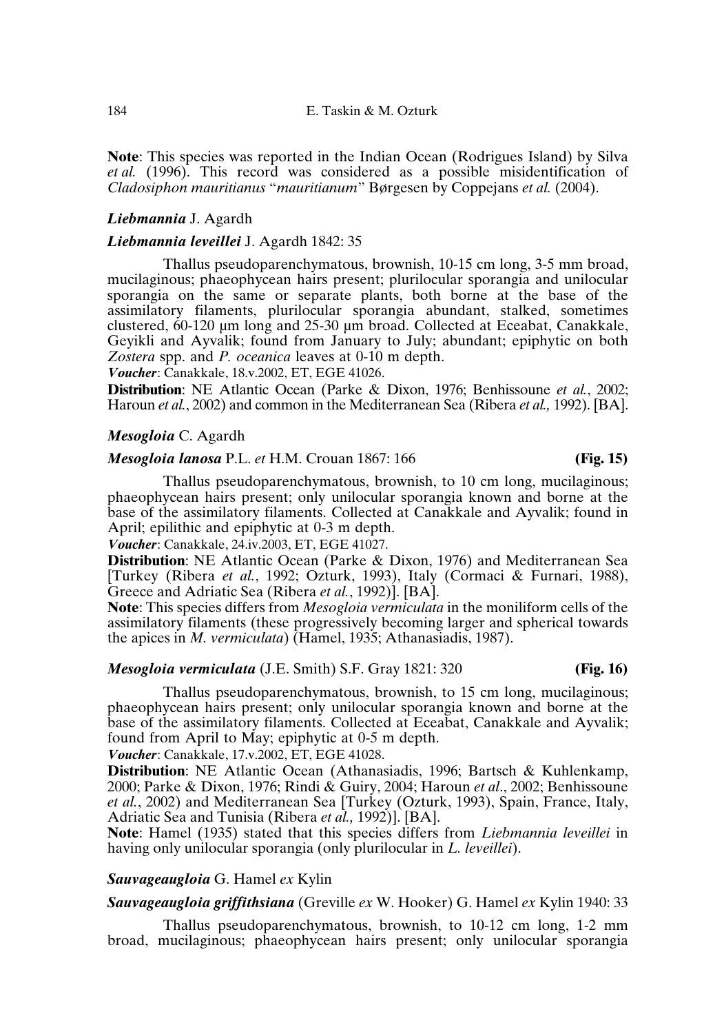**Note**: This species was reported in the Indian Ocean (Rodrigues Island) by Silva *et al.* (1996). This record was considered as a possible misidentification of *Cladosiphon mauritianus* "*mauritianum*" Børgesen by Coppejans *et al.* (2004).

### *Liebmannia* J. Agardh

#### *Liebmannia leveillei* J. Agardh 1842: 35

Thallus pseudoparenchymatous, brownish, 10-15 cm long, 3-5 mm broad, mucilaginous; phaeophycean hairs present; plurilocular sporangia and unilocular sporangia on the same or separate plants, both borne at the base of the assimilatory filaments, plurilocular sporangia abundant, stalked, sometimes clustered, 60-120 µm long and 25-30 µm broad. Collected at Eceabat, Canakkale, Geyikli and Ayvalik; found from January to July; abundant; epiphytic on both *Zostera* spp. and *P. oceanica* leaves at 0-10 m depth.

***Voucher***: Canakkale, 18.v.2002, ET, EGE 41026.

**Distribution**: NE Atlantic Ocean (Parke & Dixon, 1976; Benhissoune *et al.*, 2002; Haroun *et al.*, 2002) and common in the Mediterranean Sea (Ribera *et al.,* 1992). [BA].

### *Mesogloia* C. Agardh

#### *Mesogloia lanosa* P.L. *et* H.M. Crouan 1867: 166 **(Fig. 15)**

Thallus pseudoparenchymatous, brownish, to 10 cm long, mucilaginous; phaeophycean hairs present; only unilocular sporangia known and borne at the base of the assimilatory filaments. Collected at Canakkale and Ayvalik; found in April; epilithic and epiphytic at 0-3 m depth.

***Voucher***: Canakkale, 24.iv.2003, ET, EGE 41027.

**Distribution**: NE Atlantic Ocean (Parke & Dixon, 1976) and Mediterranean Sea [Turkey (Ribera *et al.*, 1992; Ozturk, 1993), Italy (Cormaci & Furnari, 1988), Greece and Adriatic Sea (Ribera *et al.*, 1992)]. [BA].

**Note**: This species differs from *Mesogloia vermiculata* in the moniliform cells of the assimilatory filaments (these progressively becoming larger and spherical towards the apices in *M. vermiculata*) (Hamel, 1935; Athanasiadis, 1987).

#### *Mesogloia vermiculata* (J.E. Smith) S.F. Gray 1821: 320 **(Fig. 16)**

Thallus pseudoparenchymatous, brownish, to 15 cm long, mucilaginous; phaeophycean hairs present; only unilocular sporangia known and borne at the base of the assimilatory filaments. Collected at Eceabat, Canakkale and Ayvalik; found from April to May; epiphytic at 0-5 m depth.

***Voucher***: Canakkale, 17.v.2002, ET, EGE 41028.

**Distribution**: NE Atlantic Ocean (Athanasiadis, 1996; Bartsch & Kuhlenkamp, 2000; Parke & Dixon, 1976; Rindi & Guiry, 2004; Haroun *et al*., 2002; Benhissoune *et al.*, 2002) and Mediterranean Sea [Turkey (Ozturk, 1993), Spain, France, Italy, Adriatic Sea and Tunisia (Ribera *et al.,* 1992)]. [BA].

**Note**: Hamel (1935) stated that this species differs from *Liebmannia leveillei* in having only unilocular sporangia (only plurilocular in *L. leveillei*).

### *Sauvageaugloia* G. Hamel *ex* Kylin

#### *Sauvageaugloia griffithsiana* (Greville *ex* W. Hooker) G. Hamel *ex* Kylin 1940: 33

Thallus pseudoparenchymatous, brownish, to 10-12 cm long, 1-2 mm broad, mucilaginous; phaeophycean hairs present; only unilocular sporangia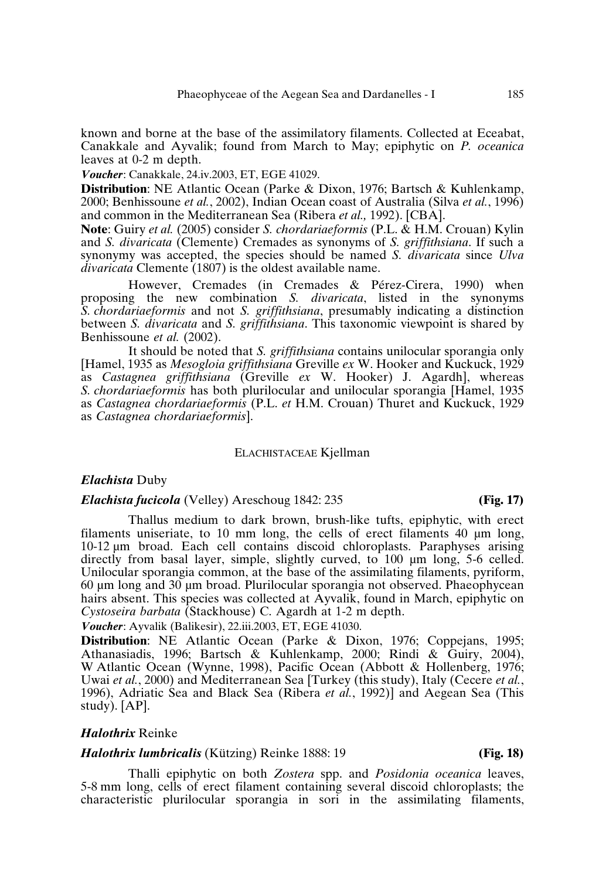known and borne at the base of the assimilatory filaments. Collected at Eceabat, Canakkale and Ayvalik; found from March to May; epiphytic on *P. oceanica* leaves at 0-2 m depth.

***Voucher***: Canakkale, 24.iv.2003, ET, EGE 41029.

**Distribution**: NE Atlantic Ocean (Parke & Dixon, 1976; Bartsch & Kuhlenkamp, 2000; Benhissoune *et al.*, 2002), Indian Ocean coast of Australia (Silva *et al.*, 1996) and common in the Mediterranean Sea (Ribera *et al.,* 1992). [CBA].

**Note**: Guiry *et al.* (2005) consider *S. chordariaeformis* (P.L. & H.M. Crouan) Kylin and *S. divaricata* (Clemente) Cremades as synonyms of *S. griffithsiana*. If such a synonymy was accepted, the species should be named *S. divaricata* since *Ulva divaricata* Clemente (1807) is the oldest available name.

However, Cremades (in Cremades & Pérez-Cirera, 1990) when proposing the new combination *S. divaricata*, listed in the synonyms *S. chordariaeformis* and not *S. griffithsiana*, presumably indicating a distinction between *S. divaricata* and *S. griffithsiana*. This taxonomic viewpoint is shared by Benhissoune *et al.* (2002).

It should be noted that *S. griffithsiana* contains unilocular sporangia only [Hamel, 1935 as *Mesogloia griffithsiana* Greville *ex* W. Hooker and Kuckuck, 1929 as *Castagnea griffithsiana* (Greville *ex* W. Hooker) J. Agardh], whereas *S. chordariaeformis* has both plurilocular and unilocular sporangia [Hamel, 1935 as *Castagnea chordariaeformis* (P.L. *et* H.M. Crouan) Thuret and Kuckuck, 1929 as *Castagnea chordariaeformis*].

## ELACHISTACEAE Kjellman

### *Elachista* Duby

#### *Elachista fucicola* (Velley) Areschoug 1842: 235 **(Fig. 17)**

Thallus medium to dark brown, brush-like tufts, epiphytic, with erect filaments uniseriate, to 10 mm long, the cells of erect filaments 40 µm long, 10-12 µm broad. Each cell contains discoid chloroplasts. Paraphyses arising directly from basal layer, simple, slightly curved, to 100 µm long, 5-6 celled. Unilocular sporangia common, at the base of the assimilating filaments, pyriform, 60 µm long and 30 µm broad. Plurilocular sporangia not observed. Phaeophycean hairs absent. This species was collected at Ayvalik, found in March, epiphytic on *Cystoseira barbata* (Stackhouse) C. Agardh at 1-2 m depth.

***Voucher***: Ayvalik (Balikesir), 22.iii.2003, ET, EGE 41030.

**Distribution**: NE Atlantic Ocean (Parke & Dixon, 1976; Coppejans, 1995; Athanasiadis, 1996; Bartsch & Kuhlenkamp, 2000; Rindi & Guiry, 2004), W Atlantic Ocean (Wynne, 1998), Pacific Ocean (Abbott & Hollenberg, 1976; Uwai *et al.*, 2000) and Mediterranean Sea [Turkey (this study), Italy (Cecere *et al.*, 1996), Adriatic Sea and Black Sea (Ribera *et al.*, 1992)] and Aegean Sea (This study). [AP].

### *Halothrix* Reinke

#### *Halothrix lumbricalis* (Kützing) Reinke 1888: 19 **(Fig. 18)**

Thalli epiphytic on both *Zostera* spp. and *Posidonia oceanica* leaves, 5-8 mm long, cells of erect filament containing several discoid chloroplasts; the characteristic plurilocular sporangia in sori in the assimilating filaments,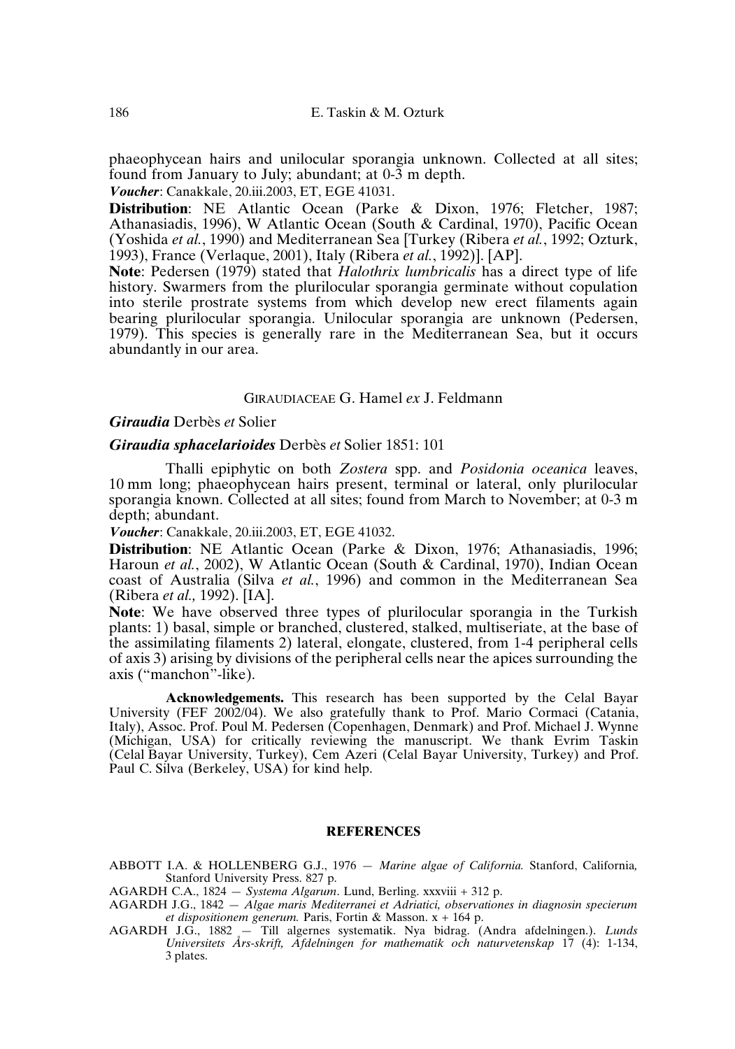phaeophycean hairs and unilocular sporangia unknown. Collected at all sites; found from January to July; abundant; at 0-3 m depth.

***Voucher***: Canakkale, 20.iii.2003, ET, EGE 41031.

**Distribution**: NE Atlantic Ocean (Parke & Dixon, 1976; Fletcher, 1987; Athanasiadis, 1996), W Atlantic Ocean (South & Cardinal, 1970), Pacific Ocean (Yoshida *et al.*, 1990) and Mediterranean Sea [Turkey (Ribera *et al.*, 1992; Ozturk, 1993), France (Verlaque, 2001), Italy (Ribera *et al.*, 1992)]. [AP].

**Note**: Pedersen (1979) stated that *Halothrix lumbricalis* has a direct type of life history. Swarmers from the plurilocular sporangia germinate without copulation into sterile prostrate systems from which develop new erect filaments again bearing plurilocular sporangia. Unilocular sporangia are unknown (Pedersen, 1979). This species is generally rare in the Mediterranean Sea, but it occurs abundantly in our area.

## GIRAUDIACEAE G. Hamel *ex* J. Feldmann

### *Giraudia* Derbès *et* Solier

### *Giraudia sphacelarioides* Derbès *et* Solier 1851: 101

Thalli epiphytic on both *Zostera* spp. and *Posidonia oceanica* leaves, 10 mm long; phaeophycean hairs present, terminal or lateral, only plurilocular sporangia known. Collected at all sites; found from March to November; at 0-3 m depth; abundant.

***Voucher***: Canakkale, 20.iii.2003, ET, EGE 41032.

**Distribution**: NE Atlantic Ocean (Parke & Dixon, 1976; Athanasiadis, 1996; Haroun *et al.*, 2002), W Atlantic Ocean (South & Cardinal, 1970), Indian Ocean coast of Australia (Silva *et al.*, 1996) and common in the Mediterranean Sea (Ribera *et al.,* 1992). [IA].

**Note**: We have observed three types of plurilocular sporangia in the Turkish plants: 1) basal, simple or branched, clustered, stalked, multiseriate, at the base of the assimilating filaments 2) lateral, elongate, clustered, from 1-4 peripheral cells of axis 3) arising by divisions of the peripheral cells near the apices surrounding the axis ("manchon"-like).

**Acknowledgements.** This research has been supported by the Celal Bayar University (FEF 2002/04). We also gratefully thank to Prof. Mario Cormaci (Catania, Italy), Assoc. Prof. Poul M. Pedersen (Copenhagen, Denmark) and Prof. Michael J. Wynne (Michigan, USA) for critically reviewing the manuscript. We thank Evrim Taskin (Celal Bayar University, Turkey), Cem Azeri (Celal Bayar University, Turkey) and Prof. Paul C. Silva (Berkeley, USA) for kind help.

## REFERENCES

ABBOTT I.A. & HOLLENBERG G.J., 1976 — *Marine algae of California.* Stanford, California*,* Stanford University Press. 827 p.

AGARDH C.A., 1824 — *Systema Algarum*. Lund, Berling. xxxviii + 312 p.

AGARDH J.G., 1842 — *Algae maris Mediterranei et Adriatici, observationes in diagnosin specierum et dispositionem generum.* Paris, Fortin & Masson. x + 164 p.

AGARDH J.G., 1882 — Till algernes systematik. Nya bidrag. (Andra afdelningen.). *Lunds Universitets Års-skrift, Afdelningen for mathematik och naturvetenskap* 17 (4): 1-134, 3 plates.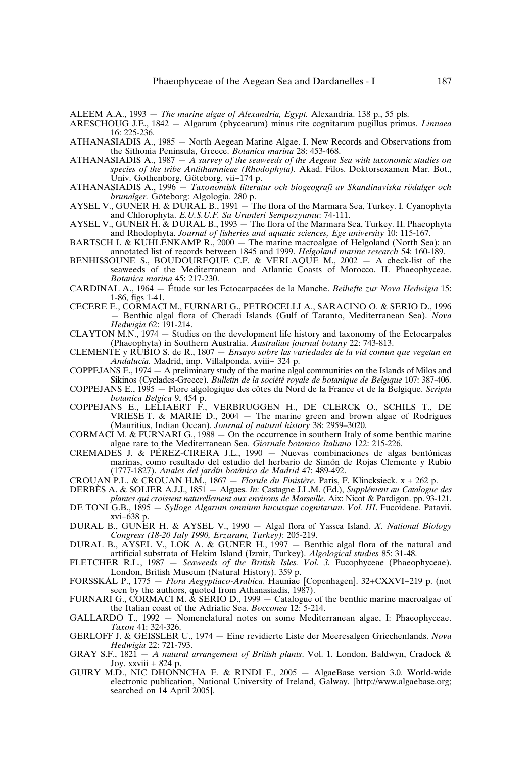ALEEM A.A., 1993 — *The marine algae of Alexandria, Egypt.* Alexandria. 138 p., 55 pls.

ARESCHOUG J.E., 1842 — Algarum (phycearum) minus rite cognitarum pugillus primus. *Linnaea* 16: 225-236.

ATHANASIADIS A., 1985 — North Aegean Marine Algae. I. New Records and Observations from the Sithonia Peninsula, Greece. *Botanica marina* 28: 453-468.

ATHANASIADIS A., 1987 — *A survey of the seaweeds of the Aegean Sea with taxonomic studies on species of the tribe Antithamnieae (Rhodophyta).* Akad. Filos. Doktorsexamen Mar. Bot., Univ. Gothenburg, Göteborg. vii+174 p.

ATHANASIADIS A., 1996 — *Taxonomisk litteratur och biogeografi av Skandinaviska rödalger och brunalger.* Göteborg: Algologia. 280 p.

AYSEL V., GUNER H. & DURAL B., 1991 — The flora of the Marmara Sea, Turkey. I. Cyanophyta and Chlorophyta. *E.U.S.U.F. Su Urunleri Sempozyumu*: 74-111.

AYSEL V., GUNER H. & DURAL B., 1993 — The flora of the Marmara Sea, Turkey. II. Phaeophyta and Rhodophyta. *Journal of fisheries and aquatic sciences, Ege university* 10: 115-167.

BARTSCH I. & KUHLENKAMP R., 2000 — The marine macroalgae of Helgoland (North Sea): an annotated list of records between 1845 and 1999. *Helgoland marine research* 54: 160-189.

BENHISSOUNE S., BOUDOUREQUE C.F. & VERLAQUE M., 2002 — A check-list of the seaweeds of the Mediterranean and Atlantic Coasts of Morocco. II. Phaeophyceae. *Botanica marina* 45: 217-230.

CARDINAL A., 1964 — Étude sur les Ectocarpacées de la Manche. *Beihefte zur Nova Hedwigia* 15: 1-86, figs 1-41.

CECERE E., CORMACI M., FURNARI G., PETROCELLI A., SARACINO O. & SERIO D., 1996 — Benthic algal flora of Cheradi Islands (Gulf of Taranto, Mediterranean Sea). *Nova Hedwigia* 62: 191-214.

CLAYTON M.N., 1974 — Studies on the development life history and taxonomy of the Ectocarpales (Phaeophyta) in Southern Australia. *Australian journal botany* 22: 743-813.

CLEMENTE y RUBIO S. de R., 1807 — *Ensayo sobre las variedades de la vid comun que vegetan en Andalucía.* Madrid, imp. Villalponda. xviii+ 324 p.

COPPEJANS E., 1974 — A preliminary study of the marine algal communities on the Islands of Milos and Sikinos (Cyclades-Greece). *Bulletin de la société royale de botanique de Belgique* 107: 387-406.

COPPEJANS E., 1995 — Flore algologique des côtes du Nord de la France et de la Belgique. *Scripta botanica Belgica* 9, 454 p.

COPPEJANS E., LELIAERT F., VERBRUGGEN H., DE CLERCK O., SCHILS T., DE VRIESE T. & MARIE D., 2004 — The marine green and brown algae of Rodrigues (Mauritius, Indian Ocean). *Journal of natural history* 38: 2959–3020.

CORMACI M. & FURNARI G., 1988 — On the occurrence in southern Italy of some benthic marine algae rare to the Mediterranean Sea. *Giornale botanico Italiano* 122: 215-226.

CREMADES J. & PÉREZ-CIRERA J.L., 1990 — Nuevas combinaciones de algas bentónicas marinas, como resultado del estudio del herbario de Simón de Rojas Clemente y Rubio (1777-1827). *Anales del jardín botánico de Madrid* 47: 489-492.

CROUAN P.L. & CROUAN H.M., 1867 — *Florule du Finistère.* Paris, F. Klincksieck. x + 262 p.

DERBÈS A. & SOLIER A.J.J., 1851 — Algues. *In:* Castagne J.L.M. (Ed.), *Supplément au Catalogue des plantes qui croissent naturellement aux environs de Marseille*. Aix: Nicot & Pardigon. pp. 93-121.

DE TONI G.B., 1895 — *Sylloge Algarum omnium hucusque cognitarum. Vol. III*. Fucoideae. Patavii. xvi+638 p.

DURAL B., GUNER H. & AYSEL V., 1990 — Algal flora of Yassca Island. *X. National Biology Congress (18-20 July 1990, Erzurum, Turkey)*: 205-219.

DURAL B., AYSEL V., LOK A. & GUNER H., 1997 — Benthic algal flora of the natural and artificial substrata of Hekim Island (Izmir, Turkey). *Algological studies* 85: 31-48.

FLETCHER R.L., 1987 — *Seaweeds of the British Isles. Vol. 3.* Fucophyceae (Phaeophyceae). London, British Museum (Natural History). 359 p.

FORSSKÅL P., 1775 — *Flora Aegyptiaco-Arabica*. Hauniae [Copenhagen]. 32+CXXVI+219 p. (not seen by the authors, quoted from Athanasiadis, 1987).

FURNARI G., CORMACI M. & SERIO D., 1999 — Catalogue of the benthic marine macroalgae of the Italian coast of the Adriatic Sea. *Bocconea* 12: 5-214.

GALLARDO T., 1992 — Nomenclatural notes on some Mediterranean algae, I: Phaeophyceae. *Taxon* 41: 324-326.

GERLOFF J. & GEISSLER U., 1974 — Eine revidierte Liste der Meeresalgen Griechenlands. *Nova Hedwigia* 22: 721-793.

GRAY S.F., 1821 — *A natural arrangement of British plants*. Vol. 1. London, Baldwyn, Cradock & Joy. xxviii + 824 p.

GUIRY M.D., NIC DHONNCHA E. & RINDI F., 2005 — AlgaeBase version 3.0. World-wide electronic publication, National University of Ireland, Galway. [http://www.algaebase.org; searched on 14 April 2005].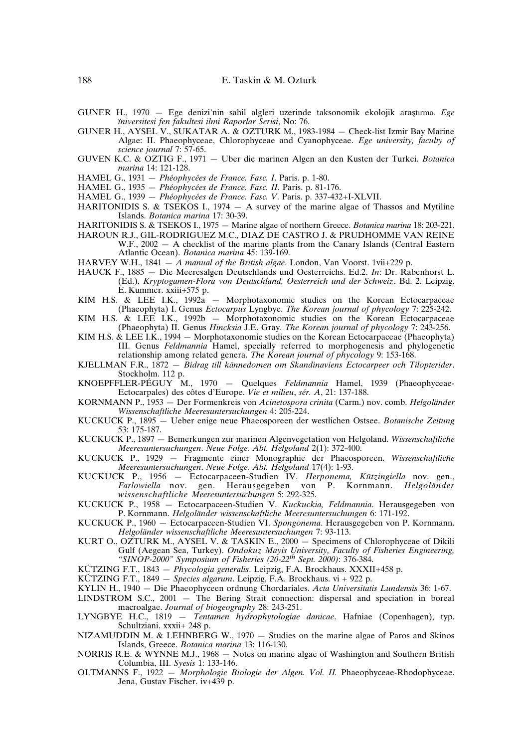GUNER H., 1970 — Ege denizi'nin sahil algleri uzerinde taksonomik ekolojik araştırma. *Ege ïniversitesi fen fakultesi ilmi Raporlar Serisi*, No: 76.

GUNER H., AYSEL V., SUKATAR A. & OZTURK M., 1983-1984 — Check-list Izmir Bay Marine Algae: II. Phaeophyceae, Chlorophyceae and Cyanophyceae. *Ege university, faculty of science journal* 7: 57-65.

GUVEN K.C. & OZTIG F., 1971 — Uber die marinen Algen an den Kusten der Turkei. *Botanica marina* 14: 121-128.

HAMEL G., 1931 — *Phéophycées de France. Fasc. I*. Paris. p. 1-80.

HAMEL G., 1935 — *Phéophycées de France. Fasc. II*. Paris. p. 81-176.

HAMEL G., 1939 — *Phéophycées de France. Fasc. V*. Paris. p. 337-432+I-XLVII.

HARITONIDIS S. & TSEKOS I., 1974 — A survey of the marine algae of Thassos and Mytiline Islands. *Botanica marina* 17: 30-39.

HARITONIDIS S. & TSEKOS I., 1975 — Marine algae of northern Greece. *Botanica marina* 18: 203-221.

HAROUN R.J., GIL-RODRIGUEZ M.C., DIAZ DE CASTRO J. & PRUDHOMME VAN REINE W.F., 2002 — A checklist of the marine plants from the Canary Islands (Central Eastern Atlantic Ocean). *Botanica marina* 45: 139-169.

HARVEY W.H., 1841 — *A manual of the British algae*. London, Van Voorst. 1vii+229 p.

HAUCK F., 1885 — Die Meeresalgen Deutschlands und Oesterreichs. Ed.2. *In*: Dr. Rabenhorst L. (Ed.), *Kryptogamen-Flora von Deutschland, Oesterreich und der Schweiz*. Bd. 2. Leipzig, E. Kummer. xxiii+575 p.

KIM H.S. & LEE I.K., 1992a — Morphotaxonomic studies on the Korean Ectocarpaceae (Phaeophyta) I. Genus *Ectocarpus* Lyngbye. *The Korean journal of phycology* 7: 225-242.

KIM H.S. & LEE I.K., 1992b — Morphotaxonomic studies on the Korean Ectocarpaceae (Phaeophyta) II. Genus *Hincksia* J.E. Gray. *The Korean journal of phycology* 7: 243-256.

KIM H.S. & LEE I.K., 1994 — Morphotaxonomic studies on the Korean Ectocarpaceae (Phaeophyta) III. Genus *Feldmannia* Hamel, specially referred to morphogenesis and phylogenetic relationship among related genera. *The Korean journal of phycology* 9: 153-168.

KJELLMAN F.R., 1872 — *Bidrag till kännedomen om Skandinaviens Ectocarpeer och Tilopterider*. Stockholm. 112 p.

KNOEPFFLER-PÉGUY M., 1970 — Quelques *Feldmannia* Hamel, 1939 (Phaeophyceae-Ectocarpales) des côtes d'Europe. *Vie et milieu, sér. A*, 21: 137-188.

KORNMANN P., 1953 — Der Formenkreis von *Acinetospora crinita* (Carm.) nov. comb. *Helgoländer Wissenschaftliche Meeresuntersuchungen* 4: 205-224.

KUCKUCK P., 1895 — Ueber enige neue Phaeosporeen der westlichen Ostsee. *Botanische Zeitung* 53: 175-187.

KUCKUCK P., 1897 — Bemerkungen zur marinen Algenvegetation von Helgoland. *Wissenschaftliche Meeresuntersuchungen. Neue Folge. Abt. Helgoland* 2(1): 372-400.

KUCKUCK P., 1929 — Fragmente einer Monographie der Phaeosporeen. *Wissenschaftliche Meeresuntersuchungen. Neue Folge. Abt. Helgoland* 17(4): 1-93.

KUCKUCK P., 1956 — Ectocarpaceen-Studien IV. *Herponema, Kützingiella* nov. gen., *Farlowiella* nov. gen. Herausgegeben von P. Kornmann. *Helgoländer wissenschaftliche Meeresuntersuchungen* 5: 292-325.

KUCKUCK P., 1958 — Ectocarpaceen-Studien V. *Kuckuckia, Feldmannia*. Herausgegeben von P. Kornmann. *Helgoländer wissenschaftliche Meeresuntersuchungen* 6: 171-192.

KUCKUCK P., 1960 — Ectocarpaceen-Studien VI. *Spongonema*. Herausgegeben von P. Kornmann. *Helgoländer wissenschaftliche Meeresuntersuchungen* 7: 93-113.

KURT O., OZTURK M., AYSEL V. & TASKIN E., 2000 — Specimens of Chlorophyceae of Dikili Gulf (Aegean Sea, Turkey). *Ondokuz Mayis University, Faculty of Fisheries Engineering, "SINOP-2000" Symposium of Fisheries (20-22$^{th}$ Sept. 2000)*: 376-384.

KÜTZING F.T., 1843 — *Phycologia generalis*. Leipzig, F.A. Brockhaus. XXXII+458 p.

KÜTZING F.T., 1849 — *Species algarum*. Leipzig, F.A. Brockhaus. vi + 922 p.

KYLIN H., 1940 — Die Phaeophyceen ordnung Chordariales. *Acta Universitatis Lundensis* 36: 1-67.

LINDSTROM S.C., 2001 — The Bering Strait connection: dispersal and speciation in boreal macroalgae. *Journal of biogeography* 28: 243-251.

LYNGBYE H.C., 1819 — *Tentamen hydrophytologiae danicae*. Hafniae (Copenhagen), typ. Schultziani. xxxii+ 248 p.

NIZAMUDDIN M. & LEHNBERG W., 1970 — Studies on the marine algae of Paros and Skinos Islands, Greece. *Botanica marina* 13: 116-130.

NORRIS R.E. & WYNNE M.J., 1968 — Notes on marine algae of Washington and Southern British Columbia, III. *Syesis* 1: 133-146.

OLTMANNS F., 1922 — *Morphologie Biologie der Algen. Vol. II.* Phaeophyceae-Rhodophyceae. Jena, Gustav Fischer. iv+439 p.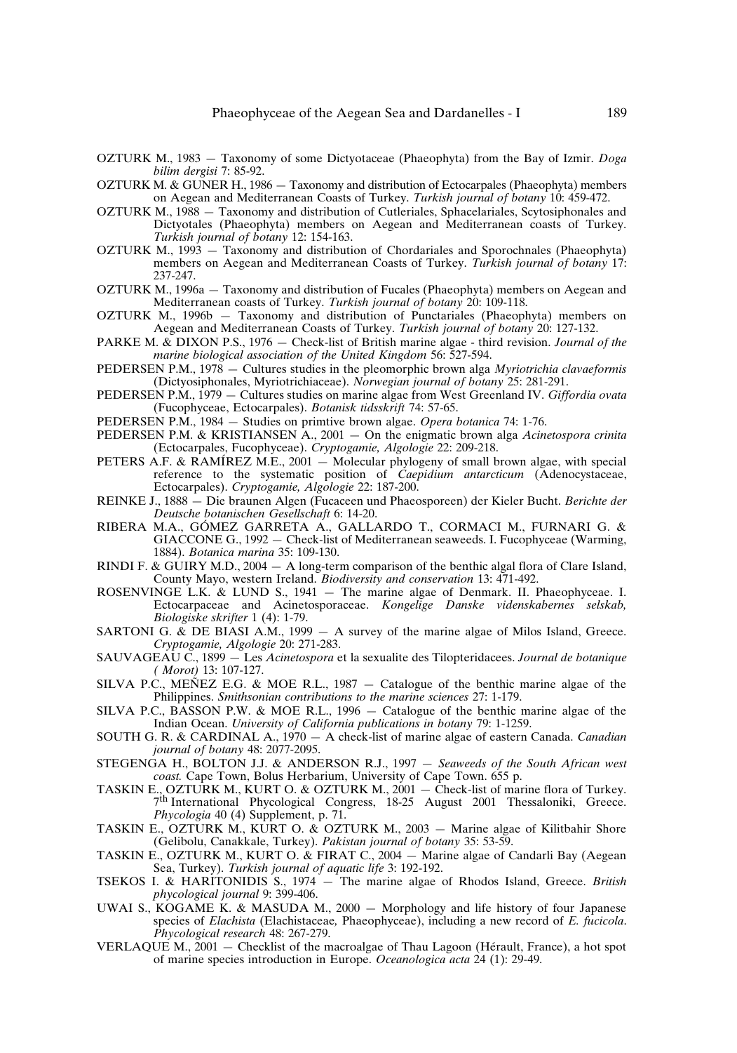OZTURK M., 1983 — Taxonomy of some Dictyotaceae (Phaeophyta) from the Bay of Izmir. *Doga bilim dergisi* 7: 85-92.

OZTURK M. & GUNER H., 1986 — Taxonomy and distribution of Ectocarpales (Phaeophyta) members on Aegean and Mediterranean Coasts of Turkey. *Turkish journal of botany* 10: 459-472.

OZTURK M., 1988 — Taxonomy and distribution of Cutleriales, Sphacelariales, Scytosiphonales and Dictyotales (Phaeophyta) members on Aegean and Mediterranean coasts of Turkey. *Turkish journal of botany* 12: 154-163.

OZTURK M., 1993 — Taxonomy and distribution of Chordariales and Sporochnales (Phaeophyta) members on Aegean and Mediterranean Coasts of Turkey. *Turkish journal of botany* 17: 237-247.

OZTURK M., 1996a — Taxonomy and distribution of Fucales (Phaeophyta) members on Aegean and Mediterranean coasts of Turkey. *Turkish journal of botany* 20: 109-118.

OZTURK M., 1996b — Taxonomy and distribution of Punctariales (Phaeophyta) members on Aegean and Mediterranean Coasts of Turkey. *Turkish journal of botany* 20: 127-132.

PARKE M. & DIXON P.S., 1976 — Check-list of British marine algae - third revision. *Journal of the marine biological association of the United Kingdom* 56: 527-594.

PEDERSEN P.M., 1978 — Cultures studies in the pleomorphic brown alga *Myriotrichia clavaeformis* (Dictyosiphonales, Myriotrichiaceae). *Norwegian journal of botany* 25: 281-291.

PEDERSEN P.M., 1979 — Cultures studies on marine algae from West Greenland IV. *Giffordia ovata* (Fucophyceae, Ectocarpales). *Botanisk tidsskrift* 74: 57-65.

PEDERSEN P.M., 1984 — Studies on primtive brown algae. *Opera botanica* 74: 1-76.

PEDERSEN P.M. & KRISTIANSEN A., 2001 — On the enigmatic brown alga *Acinetospora crinita* (Ectocarpales, Fucophyceae). *Cryptogamie, Algologie* 22: 209-218.

PETERS A.F. & RAMÍREZ M.E., 2001 — Molecular phylogeny of small brown algae, with special reference to the systematic position of *Caepidium antarcticum* (Adenocystaceae, Ectocarpales). *Cryptogamie, Algologie* 22: 187-200.

REINKE J., 1888 — Die braunen Algen (Fucaceen und Phaeosporeen) der Kieler Bucht. *Berichte der Deutsche botanischen Gesellschaft* 6: 14-20.

RIBERA M.A., GÓMEZ GARRETA A., GALLARDO T., CORMACI M., FURNARI G. & GIACCONE G., 1992 — Check-list of Mediterranean seaweeds. I. Fucophyceae (Warming, 1884). *Botanica marina* 35: 109-130.

RINDI F. & GUIRY M.D., 2004 — A long-term comparison of the benthic algal flora of Clare Island, County Mayo, western Ireland. *Biodiversity and conservation* 13: 471-492.

ROSENVINGE L.K. & LUND S., 1941 — The marine algae of Denmark. II. Phaeophyceae. I. Ectocarpaceae and Acinetosporaceae. *Kongelige Danske videnskabernes selskab, Biologiske skrifter* 1 (4): 1-79.

SARTONI G. & DE BIASI A.M., 1999 — A survey of the marine algae of Milos Island, Greece. *Cryptogamie, Algologie* 20: 271-283.

SAUVAGEAU C., 1899 — Les *Acinetospora* et la sexualite des Tilopteridacees. *Journal de botanique ( Morot)* 13: 107-127.

SILVA P.C., MEÑEZ E.G. & MOE R.L., 1987 — Catalogue of the benthic marine algae of the Philippines. *Smithsonian contributions to the marine sciences* 27: 1-179.

SILVA P.C., BASSON P.W. & MOE R.L., 1996 — Catalogue of the benthic marine algae of the Indian Ocean. *University of California publications in botany* 79: 1-1259.

SOUTH G. R. & CARDINAL A., 1970 — A check-list of marine algae of eastern Canada. *Canadian journal of botany* 48: 2077-2095.

STEGENGA H., BOLTON J.J. & ANDERSON R.J., 1997 — *Seaweeds of the South African west coast.* Cape Town, Bolus Herbarium, University of Cape Town. 655 p.

TASKIN E., OZTURK M., KURT O. & OZTURK M., 2001 — Check-list of marine flora of Turkey. 7th International Phycological Congress, 18-25 August 2001 Thessaloniki, Greece. *Phycologia* 40 (4) Supplement, p. 71.

TASKIN E., OZTURK M., KURT O. & OZTURK M., 2003 — Marine algae of Kilitbahir Shore (Gelibolu, Canakkale, Turkey). *Pakistan journal of botany* 35: 53-59.

TASKIN E., OZTURK M., KURT O. & FIRAT C., 2004 — Marine algae of Candarli Bay (Aegean Sea, Turkey). *Turkish journal of aquatic life* 3: 192-192.

TSEKOS I. & HARITONIDIS S., 1974 — The marine algae of Rhodos Island, Greece. *British phycological journal* 9: 399-406.

UWAI S., KOGAME K. & MASUDA M., 2000 — Morphology and life history of four Japanese species of *Elachista* (Elachistaceae, Phaeophyceae), including a new record of *E. fucicola*. *Phycological research* 48: 267-279.

VERLAQUE M., 2001 — Checklist of the macroalgae of Thau Lagoon (Hérault, France), a hot spot of marine species introduction in Europe. *Oceanologica acta* 24 (1): 29-49.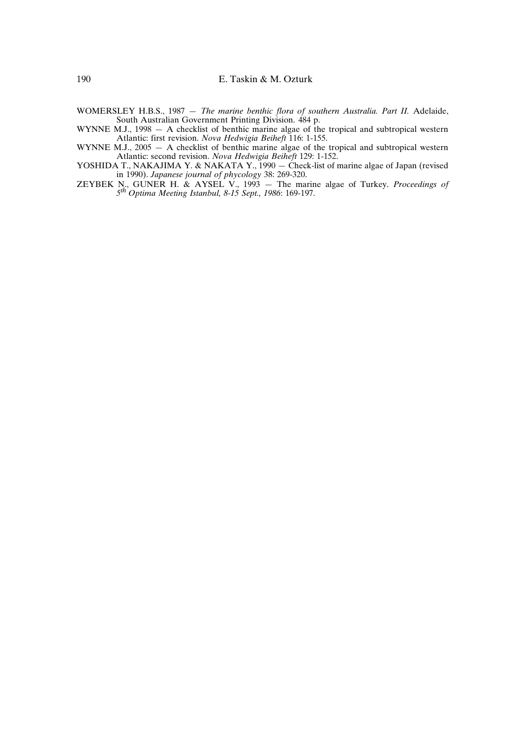WOMERSLEY H.B.S., 1987 — *The marine benthic flora of southern Australia. Part II.* Adelaide, South Australian Government Printing Division. 484 p.

WYNNE M.J., 1998 — A checklist of benthic marine algae of the tropical and subtropical western Atlantic: first revision. *Nova Hedwigia Beiheft* 116: 1-155.

WYNNE M.J., 2005 — A checklist of benthic marine algae of the tropical and subtropical western Atlantic: second revision. *Nova Hedwigia Beiheft* 129: 1-152.

YOSHIDA T., NAKAJIMA Y. & NAKATA Y., 1990 — Check-list of marine algae of Japan (revised in 1990). *Japanese journal of phycology* 38: 269-320.

ZEYBEK N., GUNER H. & AYSEL V., 1993 — The marine algae of Turkey. *Proceedings of 5th Optima Meeting Istanbul, 8-15 Sept., 1986*: 169-197.